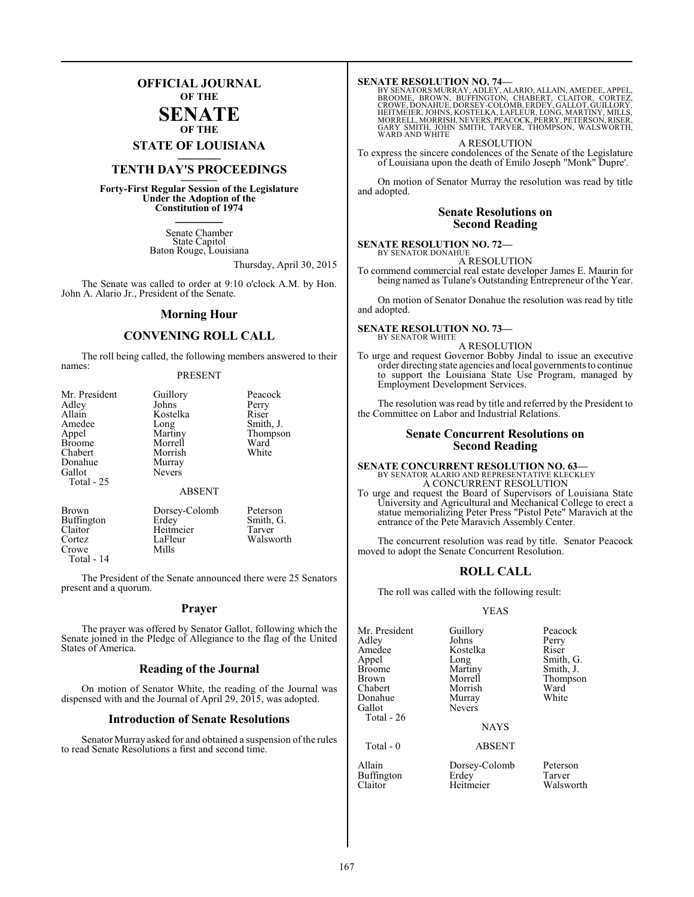# OFFICIAL JOURNAL
**OF THE**
# SENATE
**OF THE**
## STATE OF LOUISIANA

## TENTH DAY'S PROCEEDINGS

**Forty-First Regular Session of the Legislature Under the Adoption of the Constitution of 1974**

Senate Chamber
State Capitol
Baton Rouge, Louisiana

Thursday, April 30, 2015

The Senate was called to order at 9:10 o'clock A.M. by Hon. John A. Alario Jr., President of the Senate.

## Morning Hour

## CONVENING ROLL CALL

The roll being called, the following members answered to their names:

PRESENT

| | | |
|---|---|---|
| Mr. President | Guillory | Peacock |
| Adley | Johns | Perry |
| Allain | Kostelka | Riser |
| Amedee | Long | Smith, J. |
| Appel | Martiny | Thompson |
| Broome | Morrell | Ward |
| Chabert | Morrish | White |
| Donahue | Murray | |
| Gallot | Nevers | |
| Total - 25 | | |

ABSENT

| | | |
|---|---|---|
| Brown | Dorsey-Colomb | Peterson |
| Buffington | Erdey | Smith, G. |
| Claitor | Heitmeier | Tarver |
| Cortez | LaFleur | Walsworth |
| Crowe | Mills | |
| Total - 14 | | |

The President of the Senate announced there were 25 Senators present and a quorum.

## Prayer

The prayer was offered by Senator Gallot, following which the Senate joined in the Pledge of Allegiance to the flag of the United States of America.

## Reading of the Journal

On motion of Senator White, the reading of the Journal was dispensed with and the Journal of April 29, 2015, was adopted.

## Introduction of Senate Resolutions

Senator Murray asked for and obtained a suspension of the rules to read Senate Resolutions a first and second time.

**SENATE RESOLUTION NO. 74—**
BY SENATORS MURRAY, ADLEY, ALARIO, ALLAIN, AMEDEE, APPEL, BROOME, BROWN, BUFFINGTON, CHABERT, CLAITOR, CORTEZ, CROWE, DONAHUE, DORSEY-COLOMB, ERDEY, GALLOT, GUILLORY, HEITMEIER, JOHNS, KOSTELKA, LAFLEUR, LONG, MARTINY, MILLS, MORRELL, MORRISH, NEVERS, PEACOCK, PERRY, PETERSON, RISER, GARY SMITH, JOHN SMITH, TARVER, THOMPSON, WALSWORTH, WARD AND WHITE

A RESOLUTION

To express the sincere condolences of the Senate of the Legislature of Louisiana upon the death of Emilo Joseph "Monk" Dupre'.

On motion of Senator Murray the resolution was read by title and adopted.

## Senate Resolutions on Second Reading

**SENATE RESOLUTION NO. 72—**
BY SENATOR DONAHUE

A RESOLUTION

To commend commercial real estate developer James E. Maurin for being named as Tulane's Outstanding Entrepreneur of the Year.

On motion of Senator Donahue the resolution was read by title and adopted.

**SENATE RESOLUTION NO. 73—**
BY SENATOR WHITE

A RESOLUTION

To urge and request Governor Bobby Jindal to issue an executive order directing state agencies and local governments to continue to support the Louisiana State Use Program, managed by Employment Development Services.

The resolution was read by title and referred by the President to the Committee on Labor and Industrial Relations.

## Senate Concurrent Resolutions on Second Reading

**SENATE CONCURRENT RESOLUTION NO. 63—**
BY SENATOR ALARIO AND REPRESENTATIVE KLECKLEY

A CONCURRENT RESOLUTION

To urge and request the Board of Supervisors of Louisiana State University and Agricultural and Mechanical College to erect a statue memorializing Peter Press "Pistol Pete" Maravich at the entrance of the Pete Maravich Assembly Center.

The concurrent resolution was read by title. Senator Peacock moved to adopt the Senate Concurrent Resolution.

## ROLL CALL

The roll was called with the following result:

YEAS

| | | |
|---|---|---|
| Mr. President | Guillory | Peacock |
| Adley | Johns | Perry |
| Amedee | Kostelka | Riser |
| Appel | Long | Smith, G. |
| Broome | Martiny | Smith, J. |
| Brown | Morrell | Thompson |
| Chabert | Morrish | Ward |
| Donahue | Murray | White |
| Gallot | Nevers | |
| Total - 26 | | |

NAYS

Total - 0

ABSENT

| | | |
|---|---|---|
| Allain | Dorsey-Colomb | Peterson |
| Buffington | Erdey | Tarver |
| Claitor | Heitmeier | Walsworth |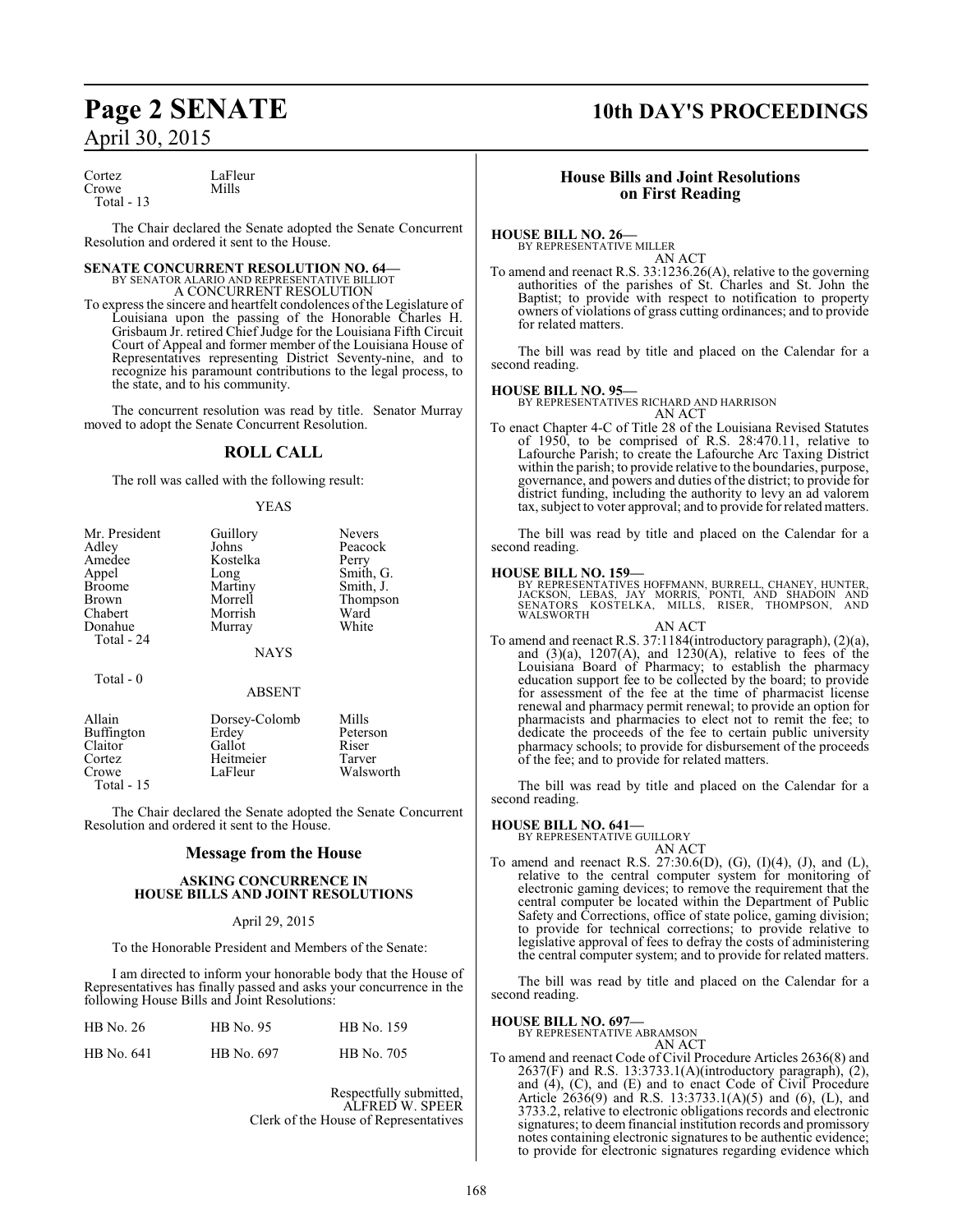Cortez LaFleur
Crowe Mills
Total - 13

The Chair declared the Senate adopted the Senate Concurrent Resolution and ordered it sent to the House.

**SENATE CONCURRENT RESOLUTION NO. 64—**
BY SENATOR ALARIO AND REPRESENTATIVE BILLIOT
A CONCURRENT RESOLUTION

To express the sincere and heartfelt condolences of the Legislature of Louisiana upon the passing of the Honorable Charles H. Grisbaum Jr. retired Chief Judge for the Louisiana Fifth Circuit Court of Appeal and former member of the Louisiana House of Representatives representing District Seventy-nine, and to recognize his paramount contributions to the legal process, to the state, and to his community.

The concurrent resolution was read by title. Senator Murray moved to adopt the Senate Concurrent Resolution.

## ROLL CALL

The roll was called with the following result:

YEAS

| | | |
|---|---|---|
| Mr. President | Guillory | Nevers |
| Adley | Johns | Peacock |
| Amedee | Kostelka | Perry |
| Appel | Long | Smith, G. |
| Broome | Martiny | Smith, J. |
| Brown | Morrell | Thompson |
| Chabert | Morrish | Ward |
| Donahue | Murray | White |

Total - 24

NAYS

Total - 0

ABSENT

| | | |
|---|---|---|
| Allain | Dorsey-Colomb | Mills |
| Buffington | Erdey | Peterson |
| Claitor | Gallot | Riser |
| Cortez | Heitmeier | Tarver |
| Crowe | LaFleur | Walsworth |

Total - 15

The Chair declared the Senate adopted the Senate Concurrent Resolution and ordered it sent to the House.

## Message from the House

### ASKING CONCURRENCE IN HOUSE BILLS AND JOINT RESOLUTIONS

April 29, 2015

To the Honorable President and Members of the Senate:

I am directed to inform your honorable body that the House of Representatives has finally passed and asks your concurrence in the following House Bills and Joint Resolutions:

| | | |
|---|---|---|
| HB No. 26 | HB No. 95 | HB No. 159 |
| HB No. 641 | HB No. 697 | HB No. 705 |

Respectfully submitted,
ALFRED W. SPEER
Clerk of the House of Representatives

## House Bills and Joint Resolutions on First Reading

**HOUSE BILL NO. 26—**
BY REPRESENTATIVE MILLER
AN ACT

To amend and reenact R.S. 33:1236.26(A), relative to the governing authorities of the parishes of St. Charles and St. John the Baptist; to provide with respect to notification to property owners of violations of grass cutting ordinances; and to provide for related matters.

The bill was read by title and placed on the Calendar for a second reading.

**HOUSE BILL NO. 95—**
BY REPRESENTATIVES RICHARD AND HARRISON
AN ACT

To enact Chapter 4-C of Title 28 of the Louisiana Revised Statutes of 1950, to be comprised of R.S. 28:470.11, relative to Lafourche Parish; to create the Lafourche Arc Taxing District within the parish; to provide relative to the boundaries, purpose, governance, and powers and duties of the district; to provide for district funding, including the authority to levy an ad valorem tax, subject to voter approval; and to provide for related matters.

The bill was read by title and placed on the Calendar for a second reading.

**HOUSE BILL NO. 159—**
BY REPRESENTATIVES HOFFMANN, BURRELL, CHANEY, HUNTER, JACKSON, LEBAS, JAY MORRIS, PONTI, AND SHADOIN AND SENATORS KOSTELKA, MILLS, RISER, THOMPSON, AND WALSWORTH
AN ACT

To amend and reenact R.S. 37:1184(introductory paragraph), (2)(a), and (3)(a), 1207(A), and 1230(A), relative to fees of the Louisiana Board of Pharmacy; to establish the pharmacy education support fee to be collected by the board; to provide for assessment of the fee at the time of pharmacist license renewal and pharmacy permit renewal; to provide an option for pharmacists and pharmacies to elect not to remit the fee; to dedicate the proceeds of the fee to certain public university pharmacy schools; to provide for disbursement of the proceeds of the fee; and to provide for related matters.

The bill was read by title and placed on the Calendar for a second reading.

**HOUSE BILL NO. 641—**
BY REPRESENTATIVE GUILLORY
AN ACT

To amend and reenact R.S. 27:30.6(D), (G), (I)(4), (J), and (L), relative to the central computer system for monitoring of electronic gaming devices; to remove the requirement that the central computer be located within the Department of Public Safety and Corrections, office of state police, gaming division; to provide for technical corrections; to provide relative to legislative approval of fees to defray the costs of administering the central computer system; and to provide for related matters.

The bill was read by title and placed on the Calendar for a second reading.

**HOUSE BILL NO. 697—**
BY REPRESENTATIVE ABRAMSON
AN ACT

To amend and reenact Code of Civil Procedure Articles 2636(8) and 2637(F) and R.S. 13:3733.1(A)(introductory paragraph), (2), and (4), (C), and (E) and to enact Code of Civil Procedure Article 2636(9) and R.S. 13:3733.1(A)(5) and (6), (L), and 3733.2, relative to electronic obligations records and electronic signatures; to deem financial institution records and promissory notes containing electronic signatures to be authentic evidence; to provide for electronic signatures regarding evidence which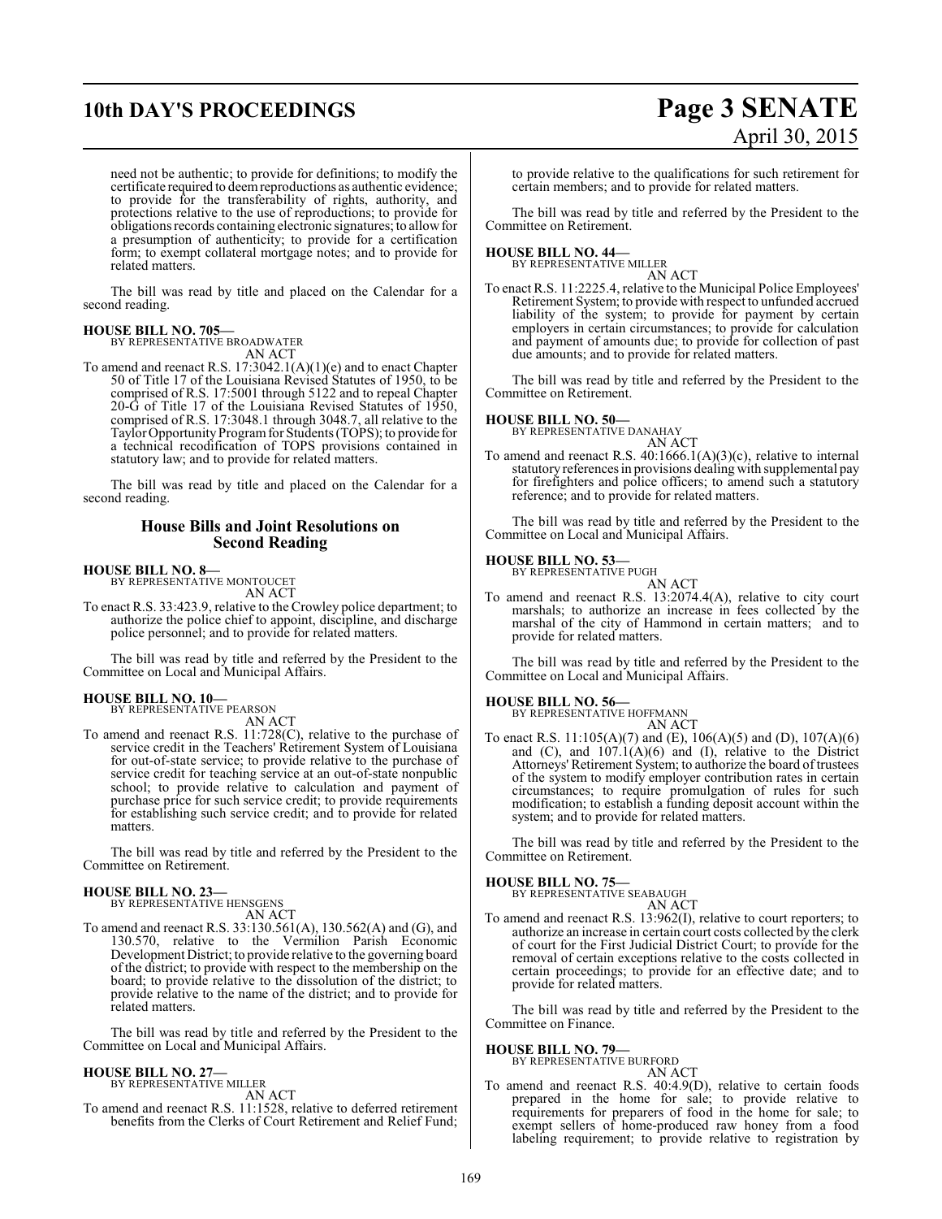need not be authentic; to provide for definitions; to modify the certificate required to deem reproductions as authentic evidence; to provide for the transferability of rights, authority, and protections relative to the use of reproductions; to provide for obligations records containing electronic signatures; to allow for a presumption of authenticity; to provide for a certification form; to exempt collateral mortgage notes; and to provide for related matters.

The bill was read by title and placed on the Calendar for a second reading.

**HOUSE BILL NO. 705—**
BY REPRESENTATIVE BROADWATER
AN ACT

To amend and reenact R.S. 17:3042.1(A)(1)(e) and to enact Chapter 50 of Title 17 of the Louisiana Revised Statutes of 1950, to be comprised of R.S. 17:5001 through 5122 and to repeal Chapter 20-G of Title 17 of the Louisiana Revised Statutes of 1950, comprised of R.S. 17:3048.1 through 3048.7, all relative to the Taylor Opportunity Program for Students (TOPS); to provide for a technical recodification of TOPS provisions contained in statutory law; and to provide for related matters.

The bill was read by title and placed on the Calendar for a second reading.

## House Bills and Joint Resolutions on Second Reading

**HOUSE BILL NO. 8—**
BY REPRESENTATIVE MONTOUCET
AN ACT

To enact R.S. 33:423.9, relative to the Crowley police department; to authorize the police chief to appoint, discipline, and discharge police personnel; and to provide for related matters.

The bill was read by title and referred by the President to the Committee on Local and Municipal Affairs.

**HOUSE BILL NO. 10—**
BY REPRESENTATIVE PEARSON
AN ACT

To amend and reenact R.S. 11:728(C), relative to the purchase of service credit in the Teachers' Retirement System of Louisiana for out-of-state service; to provide relative to the purchase of service credit for teaching service at an out-of-state nonpublic school; to provide relative to calculation and payment of purchase price for such service credit; to provide requirements for establishing such service credit; and to provide for related matters.

The bill was read by title and referred by the President to the Committee on Retirement.

**HOUSE BILL NO. 23—**
BY REPRESENTATIVE HENSGENS
AN ACT

To amend and reenact R.S. 33:130.561(A), 130.562(A) and (G), and 130.570, relative to the Vermilion Parish Economic Development District; to provide relative to the governing board of the district; to provide with respect to the membership on the board; to provide relative to the dissolution of the district; to provide relative to the name of the district; and to provide for related matters.

The bill was read by title and referred by the President to the Committee on Local and Municipal Affairs.

**HOUSE BILL NO. 27—**
BY REPRESENTATIVE MILLER
AN ACT

To amend and reenact R.S. 11:1528, relative to deferred retirement benefits from the Clerks of Court Retirement and Relief Fund; to provide relative to the qualifications for such retirement for certain members; and to provide for related matters.

The bill was read by title and referred by the President to the Committee on Retirement.

**HOUSE BILL NO. 44—**
BY REPRESENTATIVE MILLER
AN ACT

To enact R.S. 11:2225.4, relative to the Municipal Police Employees' Retirement System; to provide with respect to unfunded accrued liability of the system; to provide for payment by certain employers in certain circumstances; to provide for calculation and payment of amounts due; to provide for collection of past due amounts; and to provide for related matters.

The bill was read by title and referred by the President to the Committee on Retirement.

**HOUSE BILL NO. 50—**
BY REPRESENTATIVE DANAHAY
AN ACT

To amend and reenact R.S. 40:1666.1(A)(3)(c), relative to internal statutory references in provisions dealing with supplemental pay for firefighters and police officers; to amend such a statutory reference; and to provide for related matters.

The bill was read by title and referred by the President to the Committee on Local and Municipal Affairs.

**HOUSE BILL NO. 53—**
BY REPRESENTATIVE PUGH
AN ACT

To amend and reenact R.S. 13:2074.4(A), relative to city court marshals; to authorize an increase in fees collected by the marshal of the city of Hammond in certain matters; and to provide for related matters.

The bill was read by title and referred by the President to the Committee on Local and Municipal Affairs.

**HOUSE BILL NO. 56—**
BY REPRESENTATIVE HOFFMANN
AN ACT

To enact R.S. 11:105(A)(7) and (E), 106(A)(5) and (D), 107(A)(6) and (C), and 107.1(A)(6) and (I), relative to the District Attorneys' Retirement System; to authorize the board of trustees of the system to modify employer contribution rates in certain circumstances; to require promulgation of rules for such modification; to establish a funding deposit account within the system; and to provide for related matters.

The bill was read by title and referred by the President to the Committee on Retirement.

**HOUSE BILL NO. 75—**
BY REPRESENTATIVE SEABAUGH
AN ACT

To amend and reenact R.S. 13:962(I), relative to court reporters; to authorize an increase in certain court costs collected by the clerk of court for the First Judicial District Court; to provide for the removal of certain exceptions relative to the costs collected in certain proceedings; to provide for an effective date; and to provide for related matters.

The bill was read by title and referred by the President to the Committee on Finance.

**HOUSE BILL NO. 79—**
BY REPRESENTATIVE BURFORD
AN ACT

To amend and reenact R.S. 40:4.9(D), relative to certain foods prepared in the home for sale; to provide relative to requirements for preparers of food in the home for sale; to exempt sellers of home-produced raw honey from a food labeling requirement; to provide relative to registration by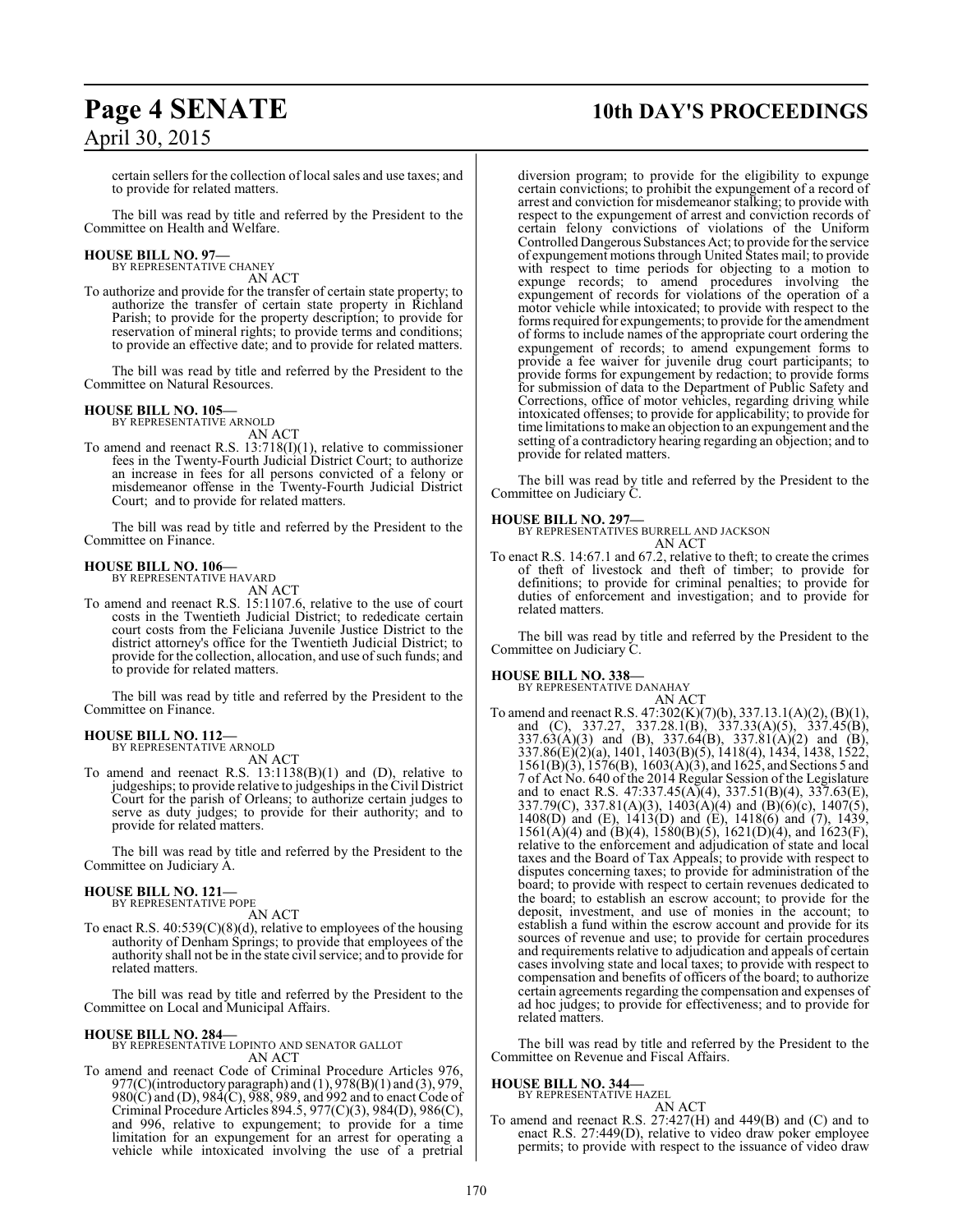certain sellers for the collection of local sales and use taxes; and to provide for related matters.

The bill was read by title and referred by the President to the Committee on Health and Welfare.

**HOUSE BILL NO. 97—**
BY REPRESENTATIVE CHANEY

AN ACT

To authorize and provide for the transfer of certain state property; to authorize the transfer of certain state property in Richland Parish; to provide for the property description; to provide for reservation of mineral rights; to provide terms and conditions; to provide an effective date; and to provide for related matters.

The bill was read by title and referred by the President to the Committee on Natural Resources.

**HOUSE BILL NO. 105—**
BY REPRESENTATIVE ARNOLD

AN ACT

To amend and reenact R.S. 13:718(I)(1), relative to commissioner fees in the Twenty-Fourth Judicial District Court; to authorize an increase in fees for all persons convicted of a felony or misdemeanor offense in the Twenty-Fourth Judicial District Court; and to provide for related matters.

The bill was read by title and referred by the President to the Committee on Finance.

**HOUSE BILL NO. 106—**
BY REPRESENTATIVE HAVARD

AN ACT

To amend and reenact R.S. 15:1107.6, relative to the use of court costs in the Twentieth Judicial District; to rededicate certain court costs from the Feliciana Juvenile Justice District to the district attorney's office for the Twentieth Judicial District; to provide for the collection, allocation, and use of such funds; and to provide for related matters.

The bill was read by title and referred by the President to the Committee on Finance.

**HOUSE BILL NO. 112—**
BY REPRESENTATIVE ARNOLD

AN ACT

To amend and reenact R.S. 13:1138(B)(1) and (D), relative to judgeships; to provide relative to judgeships in the Civil District Court for the parish of Orleans; to authorize certain judges to serve as duty judges; to provide for their authority; and to provide for related matters.

The bill was read by title and referred by the President to the Committee on Judiciary A.

**HOUSE BILL NO. 121—**
BY REPRESENTATIVE POPE

AN ACT

To enact R.S. 40:539(C)(8)(d), relative to employees of the housing authority of Denham Springs; to provide that employees of the authority shall not be in the state civil service; and to provide for related matters.

The bill was read by title and referred by the President to the Committee on Local and Municipal Affairs.

**HOUSE BILL NO. 284—**
BY REPRESENTATIVE LOPINTO AND SENATOR GALLOT

AN ACT

To amend and reenact Code of Criminal Procedure Articles 976, 977(C)(introductory paragraph) and (1), 978(B)(1) and (3), 979, 980(C) and (D), 984(C), 988, 989, and 992 and to enact Code of Criminal Procedure Articles 894.5, 977(C)(3), 984(D), 986(C), and 996, relative to expungement; to provide for a time limitation for an expungement for an arrest for operating a vehicle while intoxicated involving the use of a pretrial diversion program; to provide for the eligibility to expunge certain convictions; to prohibit the expungement of a record of arrest and conviction for misdemeanor stalking; to provide with respect to the expungement of arrest and conviction records of certain felony convictions of violations of the Uniform Controlled Dangerous Substances Act; to provide for the service of expungement motions through United States mail; to provide with respect to time periods for objecting to a motion to expunge records; to amend procedures involving the expungement of records for violations of the operation of a motor vehicle while intoxicated; to provide with respect to the forms required for expungements; to provide for the amendment of forms to include names of the appropriate court ordering the expungement of records; to amend expungement forms to provide a fee waiver for juvenile drug court participants; to provide forms for expungement by redaction; to provide forms for submission of data to the Department of Public Safety and Corrections, office of motor vehicles, regarding driving while intoxicated offenses; to provide for applicability; to provide for time limitations to make an objection to an expungement and the setting of a contradictory hearing regarding an objection; and to provide for related matters.

The bill was read by title and referred by the President to the Committee on Judiciary C.

**HOUSE BILL NO. 297—**
BY REPRESENTATIVES BURRELL AND JACKSON

AN ACT

To enact R.S. 14:67.1 and 67.2, relative to theft; to create the crimes of theft of livestock and theft of timber; to provide for definitions; to provide for criminal penalties; to provide for duties of enforcement and investigation; and to provide for related matters.

The bill was read by title and referred by the President to the Committee on Judiciary C.

**HOUSE BILL NO. 338—**
BY REPRESENTATIVE DANAHAY

AN ACT

To amend and reenact R.S. 47:302(K)(7)(b), 337.13.1(A)(2), (B)(1), and (C), 337.27, 337.28.1(B), 337.33(A)(5), 337.45(B), 337.63(A)(3) and (B), 337.64(B), 337.81(A)(2) and (B), 337.86(E)(2)(a), 1401, 1403(B)(5), 1418(4), 1434, 1438, 1522, 1561(B)(3), 1576(B), 1603(A)(3), and 1625, and Sections 5 and 7 of Act No. 640 of the 2014 Regular Session of the Legislature and to enact R.S. 47:337.45(A)(4), 337.51(B)(4), 337.63(E), 337.79(C), 337.81(A)(3), 1403(A)(4) and (B)(6)(c), 1407(5), 1408(D) and (E), 1413(D) and (E), 1418(6) and (7), 1439, 1561(A)(4) and (B)(4), 1580(B)(5), 1621(D)(4), and 1623(F), relative to the enforcement and adjudication of state and local taxes and the Board of Tax Appeals; to provide with respect to disputes concerning taxes; to provide for administration of the board; to provide with respect to certain revenues dedicated to the board; to establish an escrow account; to provide for the deposit, investment, and use of monies in the account; to establish a fund within the escrow account and provide for its sources of revenue and use; to provide for certain procedures and requirements relative to adjudication and appeals of certain cases involving state and local taxes; to provide with respect to compensation and benefits of officers of the board; to authorize certain agreements regarding the compensation and expenses of ad hoc judges; to provide for effectiveness; and to provide for related matters.

The bill was read by title and referred by the President to the Committee on Revenue and Fiscal Affairs.

**HOUSE BILL NO. 344—**
BY REPRESENTATIVE HAZEL

AN ACT

To amend and reenact R.S. 27:427(H) and 449(B) and (C) and to enact R.S. 27:449(D), relative to video draw poker employee permits; to provide with respect to the issuance of video draw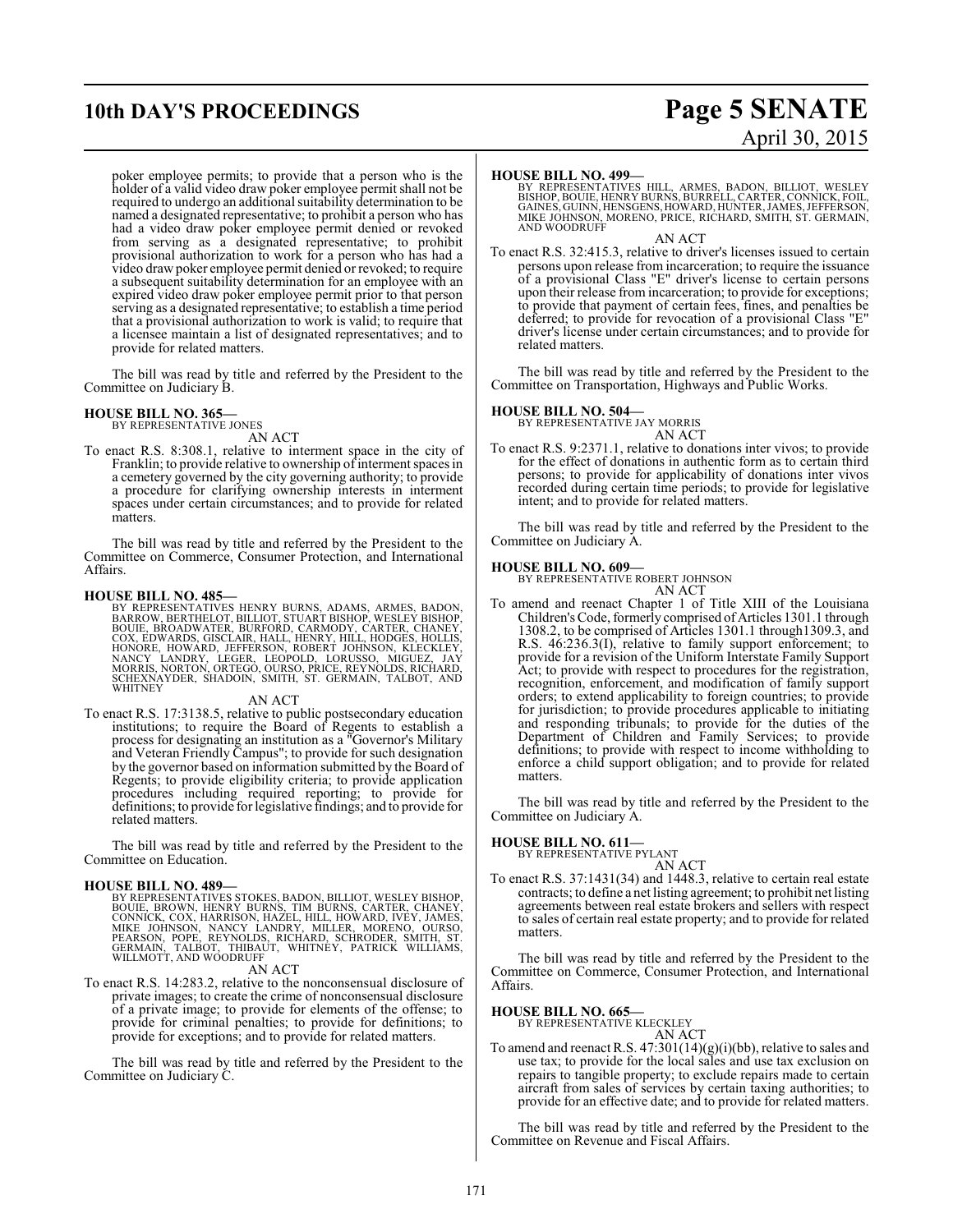poker employee permits; to provide that a person who is the holder of a valid video draw poker employee permit shall not be required to undergo an additional suitability determination to be named a designated representative; to prohibit a person who has had a video draw poker employee permit denied or revoked from serving as a designated representative; to prohibit provisional authorization to work for a person who has had a video draw poker employee permit denied or revoked; to require a subsequent suitability determination for an employee with an expired video draw poker employee permit prior to that person serving as a designated representative; to establish a time period that a provisional authorization to work is valid; to require that a licensee maintain a list of designated representatives; and to provide for related matters.

The bill was read by title and referred by the President to the Committee on Judiciary B.

**HOUSE BILL NO. 365—**
BY REPRESENTATIVE JONES

AN ACT

To enact R.S. 8:308.1, relative to interment space in the city of Franklin; to provide relative to ownership of interment spaces in a cemetery governed by the city governing authority; to provide a procedure for clarifying ownership interests in interment spaces under certain circumstances; and to provide for related matters.

The bill was read by title and referred by the President to the Committee on Commerce, Consumer Protection, and International Affairs.

**HOUSE BILL NO. 485—**
BY REPRESENTATIVES HENRY BURNS, ADAMS, ARMES, BADON, BARROW, BERTHELOT, BILLIOT, STUART BISHOP, WESLEY BISHOP, BOUIE, BROADWATER, BURFORD, CARMODY, CARTER, CHANEY, COX, EDWARDS, GISCLAIR, HALL, HENRY, HILL, HODGES, HOLLIS, HONORE, HOWARD, JEFFERSON, ROBERT JOHNSON, KLECKLEY, NANCY LANDRY, LEGER, LEOPOLD, LORUSSO, MIGUEZ, JAY MORRIS, NORTON, ORTEGO, OURSO, PRICE, REYNOLDS, RICHARD, SCHEXNAYDER, SHADOIN, SMITH, ST. GERMAIN, TALBOT, AND WHITNEY

AN ACT

To enact R.S. 17:3138.5, relative to public postsecondary education institutions; to require the Board of Regents to establish a process for designating an institution as a "Governor's Military and Veteran Friendly Campus"; to provide for such designation by the governor based on information submitted by the Board of Regents; to provide eligibility criteria; to provide application procedures including required reporting; to provide for definitions; to provide for legislative findings; and to provide for related matters.

The bill was read by title and referred by the President to the Committee on Education.

**HOUSE BILL NO. 489—**
BY REPRESENTATIVES STOKES, BADON, BILLIOT, WESLEY BISHOP, BOUIE, BROWN, HENRY BURNS, TIM BURNS, CARTER, CHANEY, CONNICK, COX, HARRISON, HAZEL, HILL, HOWARD, IVEY, JAMES, MIKE JOHNSON, NANCY LANDRY, MILLER, MORENO, OURSO, PEARSON, POPE, REYNOLDS, RICHARD, SCHRODER, SMITH, ST. GERMAIN, TALBOT, THIBAUT, WHITNEY, PATRICK WILLIAMS, WILLMOTT, AND WOODRUFF

AN ACT

To enact R.S. 14:283.2, relative to the nonconsensual disclosure of private images; to create the crime of nonconsensual disclosure of a private image; to provide for elements of the offense; to provide for criminal penalties; to provide for definitions; to provide for exceptions; and to provide for related matters.

The bill was read by title and referred by the President to the Committee on Judiciary C.

**HOUSE BILL NO. 499—**
BY REPRESENTATIVES HILL, ARMES, BADON, BILLIOT, WESLEY BISHOP, BOUIE, HENRY BURNS, BURRELL, CARTER, CONNICK, FOIL, GAINES, GUINN, HENSGENS, HOWARD, HUNTER, JAMES, JEFFERSON, MIKE JOHNSON, MORENO, PRICE, RICHARD, SMITH, ST. GERMAIN, AND WOODRUFF

AN ACT

To enact R.S. 32:415.3, relative to driver's licenses issued to certain persons upon release from incarceration; to require the issuance of a provisional Class "E" driver's license to certain persons upon their release from incarceration; to provide for exceptions; to provide that payment of certain fees, fines, and penalties be deferred; to provide for revocation of a provisional Class "E" driver's license under certain circumstances; and to provide for related matters.

The bill was read by title and referred by the President to the Committee on Transportation, Highways and Public Works.

**HOUSE BILL NO. 504—**
BY REPRESENTATIVE JAY MORRIS

AN ACT

To enact R.S. 9:2371.1, relative to donations inter vivos; to provide for the effect of donations in authentic form as to certain third persons; to provide for applicability of donations inter vivos recorded during certain time periods; to provide for legislative intent; and to provide for related matters.

The bill was read by title and referred by the President to the Committee on Judiciary A.

**HOUSE BILL NO. 609—**
BY REPRESENTATIVE ROBERT JOHNSON

AN ACT

To amend and reenact Chapter 1 of Title XIII of the Louisiana Children's Code, formerly comprised of Articles 1301.1 through 1308.2, to be comprised of Articles 1301.1 through1309.3, and R.S. 46:236.3(I), relative to family support enforcement; to provide for a revision of the Uniform Interstate Family Support Act; to provide with respect to procedures for the registration, recognition, enforcement, and modification of family support orders; to extend applicability to foreign countries; to provide for jurisdiction; to provide procedures applicable to initiating and responding tribunals; to provide for the duties of the Department of Children and Family Services; to provide definitions; to provide with respect to income withholding to enforce a child support obligation; and to provide for related matters.

The bill was read by title and referred by the President to the Committee on Judiciary A.

**HOUSE BILL NO. 611—**
BY REPRESENTATIVE PYLANT

AN ACT

To enact R.S. 37:1431(34) and 1448.3, relative to certain real estate contracts; to define a net listing agreement; to prohibit net listing agreements between real estate brokers and sellers with respect to sales of certain real estate property; and to provide for related matters.

The bill was read by title and referred by the President to the Committee on Commerce, Consumer Protection, and International Affairs.

**HOUSE BILL NO. 665—**
BY REPRESENTATIVE KLECKLEY

AN ACT

To amend and reenact R.S. 47:301(14)(g)(i)(bb), relative to sales and use tax; to provide for the local sales and use tax exclusion on repairs to tangible property; to exclude repairs made to certain aircraft from sales of services by certain taxing authorities; to provide for an effective date; and to provide for related matters.

The bill was read by title and referred by the President to the Committee on Revenue and Fiscal Affairs.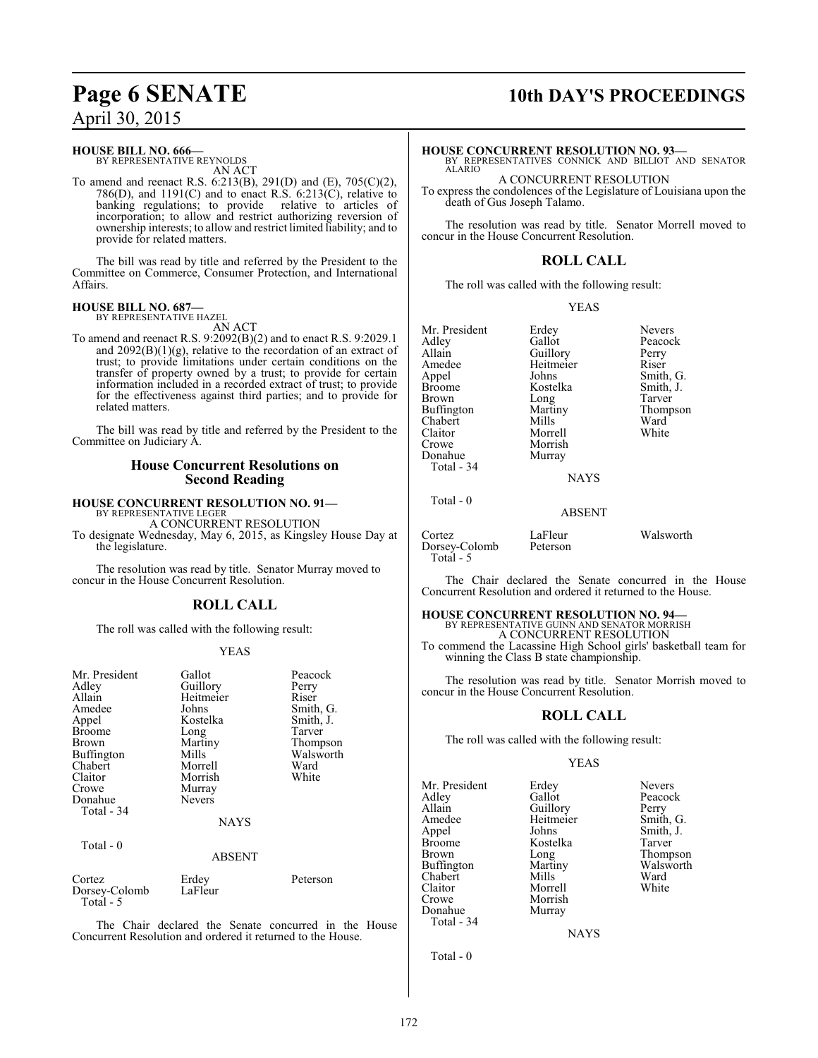**HOUSE BILL NO. 666—**
BY REPRESENTATIVE REYNOLDS
AN ACT

To amend and reenact R.S. 6:213(B), 291(D) and (E), 705(C)(2), 786(D), and 1191(C) and to enact R.S. 6:213(C), relative to banking regulations; to provide relative to articles of incorporation; to allow and restrict authorizing reversion of ownership interests; to allow and restrict limited liability; and to provide for related matters.

The bill was read by title and referred by the President to the Committee on Commerce, Consumer Protection, and International Affairs.

**HOUSE BILL NO. 687—**
BY REPRESENTATIVE HAZEL
AN ACT

To amend and reenact R.S. 9:2092(B)(2) and to enact R.S. 9:2029.1 and 2092(B)(1)(g), relative to the recordation of an extract of trust; to provide limitations under certain conditions on the transfer of property owned by a trust; to provide for certain information included in a recorded extract of trust; to provide for the effectiveness against third parties; and to provide for related matters.

The bill was read by title and referred by the President to the Committee on Judiciary A.

## House Concurrent Resolutions on Second Reading

**HOUSE CONCURRENT RESOLUTION NO. 91—**
BY REPRESENTATIVE LEGER
A CONCURRENT RESOLUTION

To designate Wednesday, May 6, 2015, as Kingsley House Day at the legislature.

The resolution was read by title. Senator Murray moved to concur in the House Concurrent Resolution.

## ROLL CALL

The roll was called with the following result:

YEAS

| | | |
|---|---|---|
| Mr. President | Gallot | Peacock |
| Adley | Guillory | Perry |
| Allain | Heitmeier | Riser |
| Amedee | Johns | Smith, G. |
| Appel | Kostelka | Smith, J. |
| Broome | Long | Tarver |
| Brown | Martiny | Thompson |
| Buffington | Mills | Walsworth |
| Chabert | Morrell | Ward |
| Claitor | Morrish | White |
| Crowe | Murray | |
| Donahue | Nevers | |

Total - 34

NAYS

Total - 0

ABSENT

| | | |
|---|---|---|
| Cortez | Erdey | Peterson |
| Dorsey-Colomb | LaFleur | |

Total - 5

The Chair declared the Senate concurred in the House Concurrent Resolution and ordered it returned to the House.

**HOUSE CONCURRENT RESOLUTION NO. 93—**
BY REPRESENTATIVES CONNICK AND BILLIOT AND SENATOR ALARIO
A CONCURRENT RESOLUTION

To express the condolences of the Legislature of Louisiana upon the death of Gus Joseph Talamo.

The resolution was read by title. Senator Morrell moved to concur in the House Concurrent Resolution.

## ROLL CALL

The roll was called with the following result:

YEAS

| | | |
|---|---|---|
| Mr. President | Erdey | Nevers |
| Adley | Gallot | Peacock |
| Allain | Guillory | Perry |
| Amedee | Heitmeier | Riser |
| Appel | Johns | Smith, G. |
| Broome | Kostelka | Smith, J. |
| Brown | Long | Tarver |
| Buffington | Martiny | Thompson |
| Chabert | Mills | Ward |
| Claitor | Morrell | White |
| Crowe | Morrish | |
| Donahue | Murray | |

Total - 34

NAYS

Total - 0

ABSENT

| | | |
|---|---|---|
| Cortez | LaFleur | Walsworth |
| Dorsey-Colomb | Peterson | |

Total - 5

The Chair declared the Senate concurred in the House Concurrent Resolution and ordered it returned to the House.

**HOUSE CONCURRENT RESOLUTION NO. 94—**
BY REPRESENTATIVE GUINN AND SENATOR MORRISH
A CONCURRENT RESOLUTION

To commend the Lacassine High School girls' basketball team for winning the Class B state championship.

The resolution was read by title. Senator Morrish moved to concur in the House Concurrent Resolution.

## ROLL CALL

The roll was called with the following result:

YEAS

| | | |
|---|---|---|
| Mr. President | Erdey | Nevers |
| Adley | Gallot | Peacock |
| Allain | Guillory | Perry |
| Amedee | Heitmeier | Smith, G. |
| Appel | Johns | Smith, J. |
| Broome | Kostelka | Tarver |
| Brown | Long | Thompson |
| Buffington | Martiny | Walsworth |
| Chabert | Mills | Ward |
| Claitor | Morrell | White |
| Crowe | Morrish | |
| Donahue | Murray | |

Total - 34

NAYS

Total - 0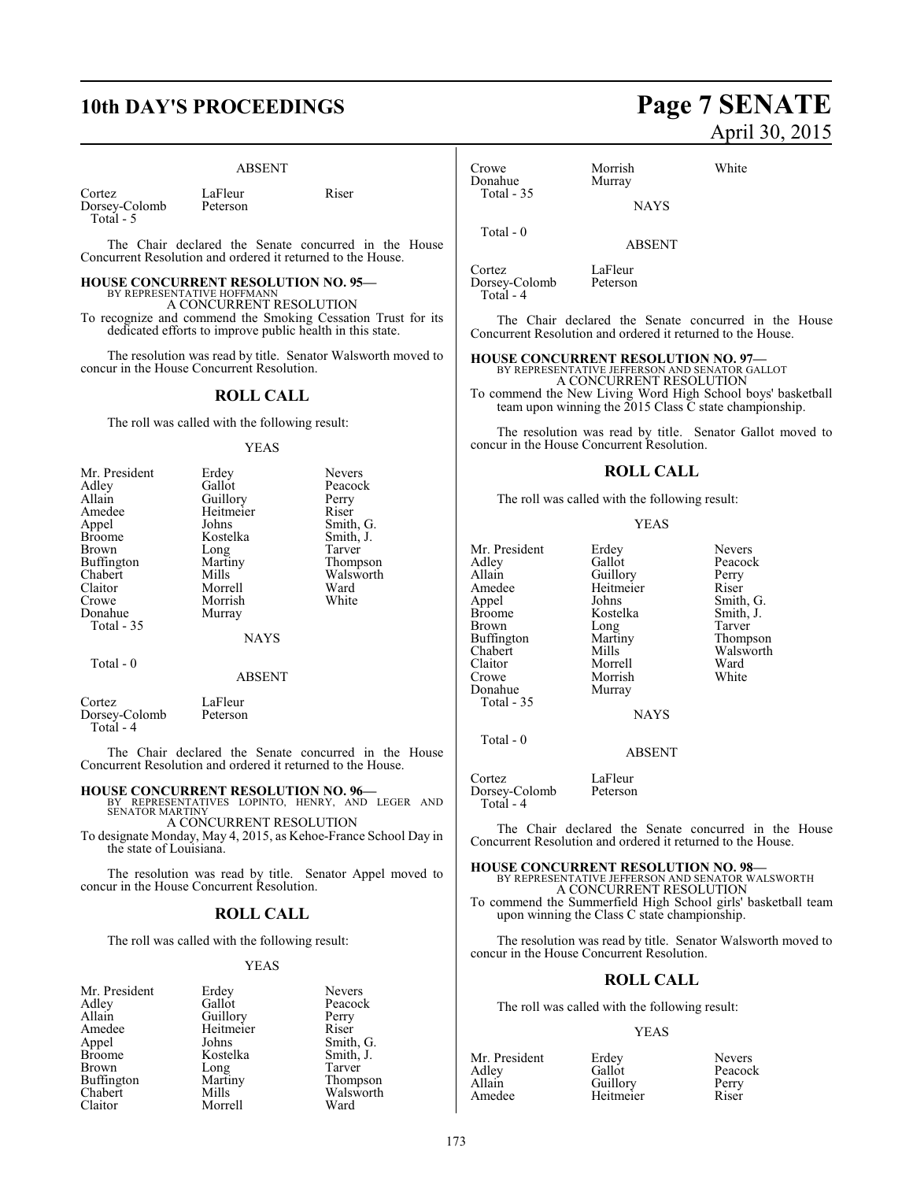ABSENT

| | | |
|---|---|---|
| Cortez | LaFleur | Riser |
| Dorsey-Colomb | Peterson | |
| Total - 5 | | |

The Chair declared the Senate concurred in the House Concurrent Resolution and ordered it returned to the House.

**HOUSE CONCURRENT RESOLUTION NO. 95—**
BY REPRESENTATIVE HOFFMANN
A CONCURRENT RESOLUTION
To recognize and commend the Smoking Cessation Trust for its dedicated efforts to improve public health in this state.

The resolution was read by title. Senator Walsworth moved to concur in the House Concurrent Resolution.

## ROLL CALL

The roll was called with the following result:

YEAS

| | | |
|---|---|---|
| Mr. President | Erdey | Nevers |
| Adley | Gallot | Peacock |
| Allain | Guillory | Perry |
| Amedee | Heitmeier | Riser |
| Appel | Johns | Smith, G. |
| Broome | Kostelka | Smith, J. |
| Brown | Long | Tarver |
| Buffington | Martiny | Thompson |
| Chabert | Mills | Walsworth |
| Claitor | Morrell | Ward |
| Crowe | Morrish | White |
| Donahue | Murray | |
| Total - 35 | | |

NAYS

Total - 0

ABSENT

| | |
|---|---|
| Cortez | LaFleur |
| Dorsey-Colomb | Peterson |
| Total - 4 | |

The Chair declared the Senate concurred in the House Concurrent Resolution and ordered it returned to the House.

**HOUSE CONCURRENT RESOLUTION NO. 96—**
BY REPRESENTATIVES LOPINTO, HENRY, AND LEGER AND SENATOR MARTINY
A CONCURRENT RESOLUTION
To designate Monday, May 4, 2015, as Kehoe-France School Day in the state of Louisiana.

The resolution was read by title. Senator Appel moved to concur in the House Concurrent Resolution.

## ROLL CALL

The roll was called with the following result:

YEAS

| | | |
|---|---|---|
| Mr. President | Erdey | Nevers |
| Adley | Gallot | Peacock |
| Allain | Guillory | Perry |
| Amedee | Heitmeier | Riser |
| Appel | Johns | Smith, G. |
| Broome | Kostelka | Smith, J. |
| Brown | Long | Tarver |
| Buffington | Martiny | Thompson |
| Chabert | Mills | Walsworth |
| Claitor | Morrell | Ward |
| Crowe | Morrish | White |
| Donahue | Murray | |
| Total - 35 | | |

NAYS

Total - 0

ABSENT

| | |
|---|---|
| Cortez | LaFleur |
| Dorsey-Colomb | Peterson |
| Total - 4 | |

The Chair declared the Senate concurred in the House Concurrent Resolution and ordered it returned to the House.

**HOUSE CONCURRENT RESOLUTION NO. 97—**
BY REPRESENTATIVE JEFFERSON AND SENATOR GALLOT
A CONCURRENT RESOLUTION
To commend the New Living Word High School boys' basketball team upon winning the 2015 Class C state championship.

The resolution was read by title. Senator Gallot moved to concur in the House Concurrent Resolution.

## ROLL CALL

The roll was called with the following result:

YEAS

| | | |
|---|---|---|
| Mr. President | Erdey | Nevers |
| Adley | Gallot | Peacock |
| Allain | Guillory | Perry |
| Amedee | Heitmeier | Riser |
| Appel | Johns | Smith, G. |
| Broome | Kostelka | Smith, J. |
| Brown | Long | Tarver |
| Buffington | Martiny | Thompson |
| Chabert | Mills | Walsworth |
| Claitor | Morrell | Ward |
| Crowe | Morrish | White |
| Donahue | Murray | |
| Total - 35 | | |

NAYS

Total - 0

ABSENT

| | |
|---|---|
| Cortez | LaFleur |
| Dorsey-Colomb | Peterson |
| Total - 4 | |

The Chair declared the Senate concurred in the House Concurrent Resolution and ordered it returned to the House.

**HOUSE CONCURRENT RESOLUTION NO. 98—**
BY REPRESENTATIVE JEFFERSON AND SENATOR WALSWORTH
A CONCURRENT RESOLUTION
To commend the Summerfield High School girls' basketball team upon winning the Class C state championship.

The resolution was read by title. Senator Walsworth moved to concur in the House Concurrent Resolution.

## ROLL CALL

The roll was called with the following result:

YEAS

| | | |
|---|---|---|
| Mr. President | Erdey | Nevers |
| Adley | Gallot | Peacock |
| Allain | Guillory | Perry |
| Amedee | Heitmeier | Riser |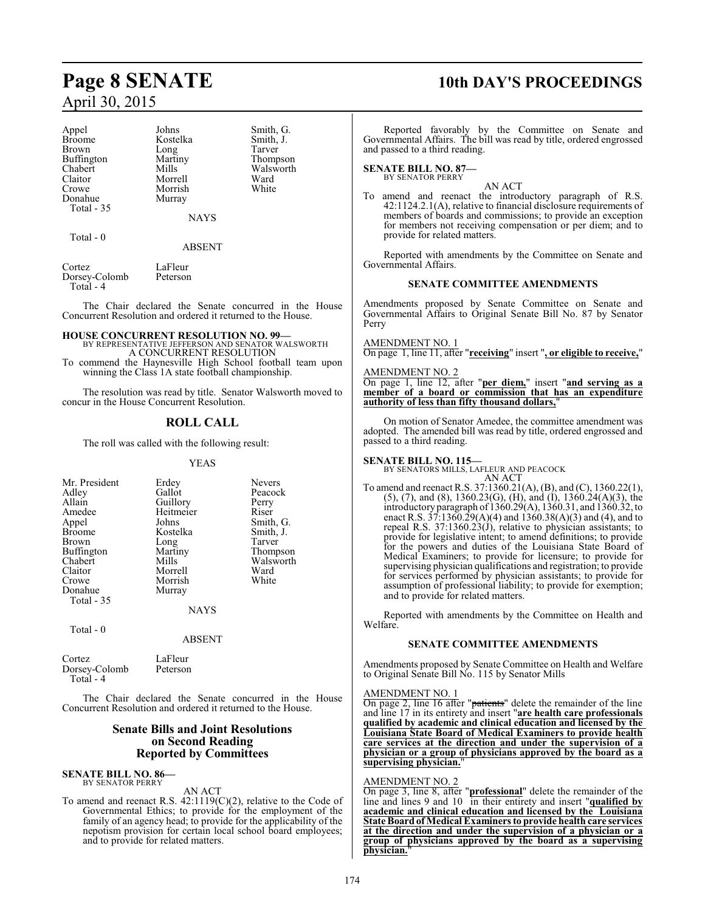| | | |
|---|---|---|
| Appel | Johns | Smith, G. |
| Broome | Kostelka | Smith, J. |
| Brown | Long | Tarver |
| Buffington | Martiny | Thompson |
| Chabert | Mills | Walsworth |
| Claitor | Morrell | Ward |
| Crowe | Morrish | White |
| Donahue | Murray | |
| Total - 35 | | |

NAYS

Total - 0

ABSENT

| | |
|---|---|
| Cortez | LaFleur |
| Dorsey-Colomb | Peterson |
| Total - 4 | |

The Chair declared the Senate concurred in the House Concurrent Resolution and ordered it returned to the House.

**HOUSE CONCURRENT RESOLUTION NO. 99—**
BY REPRESENTATIVE JEFFERSON AND SENATOR WALSWORTH
A CONCURRENT RESOLUTION

To commend the Haynesville High School football team upon winning the Class 1A state football championship.

The resolution was read by title. Senator Walsworth moved to concur in the House Concurrent Resolution.

## ROLL CALL

The roll was called with the following result:

YEAS

| | | |
|---|---|---|
| Mr. President | Erdey | Nevers |
| Adley | Gallot | Peacock |
| Allain | Guillory | Perry |
| Amedee | Heitmeier | Riser |
| Appel | Johns | Smith, G. |
| Broome | Kostelka | Smith, J. |
| Brown | Long | Tarver |
| Buffington | Martiny | Thompson |
| Chabert | Mills | Walsworth |
| Claitor | Morrell | Ward |
| Crowe | Morrish | White |
| Donahue | Murray | |
| Total - 35 | | |

NAYS

Total - 0

ABSENT

| | |
|---|---|
| Cortez | LaFleur |
| Dorsey-Colomb | Peterson |
| Total - 4 | |

The Chair declared the Senate concurred in the House Concurrent Resolution and ordered it returned to the House.

## Senate Bills and Joint Resolutions on Second Reading Reported by Committees

**SENATE BILL NO. 86—**
BY SENATOR PERRY
AN ACT

To amend and reenact R.S. 42:1119(C)(2), relative to the Code of Governmental Ethics; to provide for the employment of the family of an agency head; to provide for the applicability of the nepotism provision for certain local school board employees; and to provide for related matters.

Reported favorably by the Committee on Senate and Governmental Affairs. The bill was read by title, ordered engrossed and passed to a third reading.

**SENATE BILL NO. 87—**
BY SENATOR PERRY
AN ACT

To amend and reenact the introductory paragraph of R.S. 42:1124.2.1(A), relative to financial disclosure requirements of members of boards and commissions; to provide an exception for members not receiving compensation or per diem; and to provide for related matters.

Reported with amendments by the Committee on Senate and Governmental Affairs.

### SENATE COMMITTEE AMENDMENTS

Amendments proposed by Senate Committee on Senate and Governmental Affairs to Original Senate Bill No. 87 by Senator Perry

AMENDMENT NO. 1
On page 1, line 11, after "**receiving**" insert "**, or eligible to receive,**"

AMENDMENT NO. 2
On page 1, line 12, after "**per diem,**" insert "**and serving as a member of a board or commission that has an expenditure authority of less than fifty thousand dollars,**"

On motion of Senator Amedee, the committee amendment was adopted. The amended bill was read by title, ordered engrossed and passed to a third reading.

**SENATE BILL NO. 115—**
BY SENATORS MILLS, LAFLEUR AND PEACOCK
AN ACT

To amend and reenact R.S. 37:1360.21(A), (B), and (C), 1360.22(1), (5), (7), and (8), 1360.23(G), (H), and (I), 1360.24(A)(3), the introductory paragraph of 1360.29(A), 1360.31, and 1360.32, to enact R.S. 37:1360.29(A)(4) and 1360.38(A)(3) and (4), and to repeal R.S. 37:1360.23(J), relative to physician assistants; to provide for legislative intent; to amend definitions; to provide for the powers and duties of the Louisiana State Board of Medical Examiners; to provide for licensure; to provide for supervising physician qualifications and registration; to provide for services performed by physician assistants; to provide for assumption of professional liability; to provide for exemption; and to provide for related matters.

Reported with amendments by the Committee on Health and Welfare.

### SENATE COMMITTEE AMENDMENTS

Amendments proposed by Senate Committee on Health and Welfare to Original Senate Bill No. 115 by Senator Mills

AMENDMENT NO. 1
On page 2, line 16 after "~~patients~~" delete the remainder of the line and line 17 in its entirety and insert "**are health care professionals qualified by academic and clinical education and licensed by the Louisiana State Board of Medical Examiners to provide health care services at the direction and under the supervision of a physician or a group of physicians approved by the board as a supervising physician.**"

AMENDMENT NO. 2
On page 3, line 8, after "**professional**" delete the remainder of the line and lines 9 and 10 in their entirety and insert "**qualified by academic and clinical education and licensed by the Louisiana State Board of Medical Examiners to provide health care services at the direction and under the supervision of a physician or a group of physicians approved by the board as a supervising physician.**"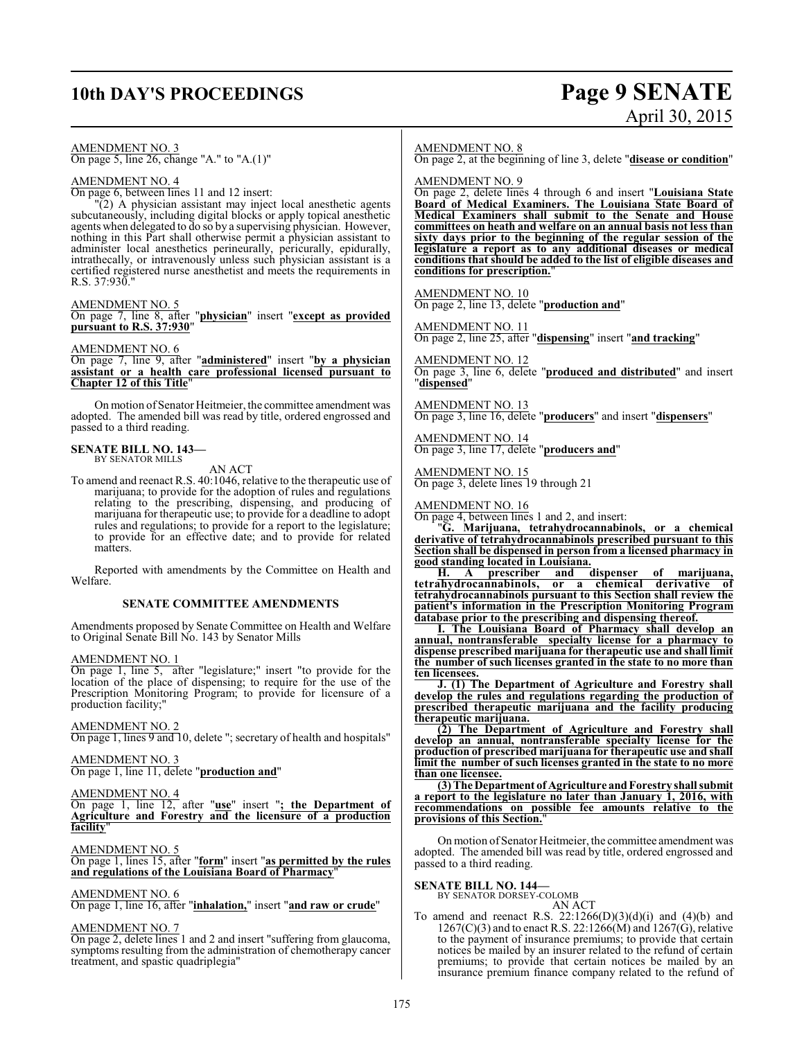AMENDMENT NO. 3
On page 5, line 26, change "A." to "A.(1)"

AMENDMENT NO. 4
On page 6, between lines 11 and 12 insert:

"(2) A physician assistant may inject local anesthetic agents subcutaneously, including digital blocks or apply topical anesthetic agents when delegated to do so by a supervising physician. However, nothing in this Part shall otherwise permit a physician assistant to administer local anesthetics perineurally, pericurally, epidurally, intrathecally, or intravenously unless such physician assistant is a certified registered nurse anesthetist and meets the requirements in R.S. 37:930."

AMENDMENT NO. 5
On page 7, line 8, after "**physician**" insert "**except as provided pursuant to R.S. 37:930**"

AMENDMENT NO. 6
On page 7, line 9, after "**administered**" insert "**by a physician assistant or a health care professional licensed pursuant to Chapter 12 of this Title**"

On motion of Senator Heitmeier, the committee amendment was adopted. The amended bill was read by title, ordered engrossed and passed to a third reading.

**SENATE BILL NO. 143—**
BY SENATOR MILLS

AN ACT

To amend and reenact R.S. 40:1046, relative to the therapeutic use of marijuana; to provide for the adoption of rules and regulations relating to the prescribing, dispensing, and producing of marijuana for therapeutic use; to provide for a deadline to adopt rules and regulations; to provide for a report to the legislature; to provide for an effective date; and to provide for related matters.

Reported with amendments by the Committee on Health and Welfare.

**SENATE COMMITTEE AMENDMENTS**

Amendments proposed by Senate Committee on Health and Welfare to Original Senate Bill No. 143 by Senator Mills

AMENDMENT NO. 1
On page 1, line 5, after "legislature;" insert "to provide for the location of the place of dispensing; to require for the use of the Prescription Monitoring Program; to provide for licensure of a production facility;"

AMENDMENT NO. 2
On page 1, lines 9 and 10, delete "; secretary of health and hospitals"

AMENDMENT NO. 3
On page 1, line 11, delete "**production and**"

AMENDMENT NO. 4
On page 1, line 12, after "**use**" insert "**; the Department of Agriculture and Forestry and the licensure of a production facility**"

AMENDMENT NO. 5
On page 1, lines 15, after "**form**" insert "**as permitted by the rules and regulations of the Louisiana Board of Pharmacy**"

AMENDMENT NO. 6
On page 1, line 16, after "**inhalation,**" insert "**and raw or crude**"

AMENDMENT NO. 7
On page 2, delete lines 1 and 2 and insert "suffering from glaucoma, symptoms resulting from the administration of chemotherapy cancer treatment, and spastic quadriplegia"

AMENDMENT NO. 8
On page 2, at the beginning of line 3, delete "**disease or condition**"

AMENDMENT NO. 9
On page 2, delete lines 4 through 6 and insert "**Louisiana State Board of Medical Examiners. The Louisiana State Board of Medical Examiners shall submit to the Senate and House committees on heath and welfare on an annual basis not less than sixty days prior to the beginning of the regular session of the legislature a report as to any additional diseases or medical conditions that should be added to the list of eligible diseases and conditions for prescription.**"

AMENDMENT NO. 10
On page 2, line 13, delete "**production and**"

AMENDMENT NO. 11
On page 2, line 25, after "**dispensing**" insert "**and tracking**"

AMENDMENT NO. 12
On page 3, line 6, delete "**produced and distributed**" and insert "**dispensed**"

AMENDMENT NO. 13
On page 3, line 16, delete "**producers**" and insert "**dispensers**"

AMENDMENT NO. 14
On page 3, line 17, delete "**producers and**"

AMENDMENT NO. 15
On page 3, delete lines 19 through 21

AMENDMENT NO. 16
On page 4, between lines 1 and 2, and insert:

"**G. Marijuana, tetrahydrocannabinols, or a chemical derivative of tetrahydrocannabinols prescribed pursuant to this Section shall be dispensed in person from a licensed pharmacy in good standing located in Louisiana.**

**H. A prescriber and dispenser of marijuana, tetrahydrocannabinols, or a chemical derivative of tetrahydrocannabinols pursuant to this Section shall review the patient's information in the Prescription Monitoring Program database prior to the prescribing and dispensing thereof.**

**I. The Louisiana Board of Pharmacy shall develop an annual, nontransferable specialty license for a pharmacy to dispense prescribed marijuana for therapeutic use and shall limit the number of such licenses granted in the state to no more than ten licensees.**

**J. (1) The Department of Agriculture and Forestry shall develop the rules and regulations regarding the production of prescribed therapeutic marijuana and the facility producing therapeutic marijuana.**

**(2) The Department of Agriculture and Forestry shall develop an annual, nontransferable specialty license for the production of prescribed marijuana for therapeutic use and shall limit the number of such licenses granted in the state to no more than one licensee.**

**(3) The Department of Agriculture and Forestry shall submit a report to the legislature no later than January 1, 2016, with recommendations on possible fee amounts relative to the provisions of this Section.**"

On motion of Senator Heitmeier, the committee amendment was adopted. The amended bill was read by title, ordered engrossed and passed to a third reading.

**SENATE BILL NO. 144—**
BY SENATOR DORSEY-COLOMB

AN ACT

To amend and reenact R.S. 22:1266(D)(3)(d)(i) and (4)(b) and 1267(C)(3) and to enact R.S. 22:1266(M) and 1267(G), relative to the payment of insurance premiums; to provide that certain notices be mailed by an insurer related to the refund of certain premiums; to provide that certain notices be mailed by an insurance premium finance company related to the refund of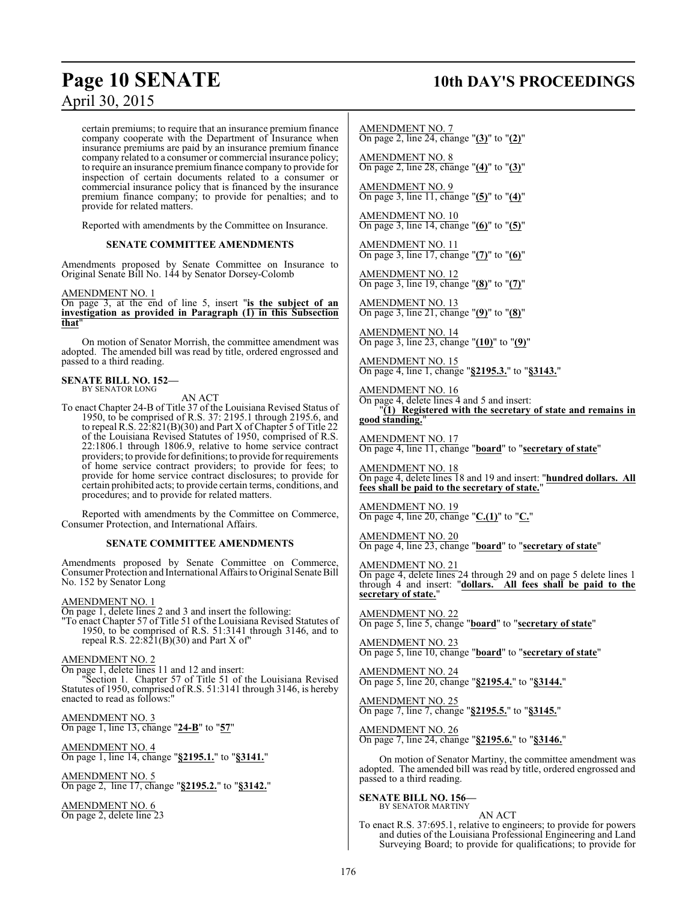certain premiums; to require that an insurance premium finance company cooperate with the Department of Insurance when insurance premiums are paid by an insurance premium finance company related to a consumer or commercial insurance policy; to require an insurance premium finance company to provide for inspection of certain documents related to a consumer or commercial insurance policy that is financed by the insurance premium finance company; to provide for penalties; and to provide for related matters.

Reported with amendments by the Committee on Insurance.

**SENATE COMMITTEE AMENDMENTS**

Amendments proposed by Senate Committee on Insurance to Original Senate Bill No. 144 by Senator Dorsey-Colomb

AMENDMENT NO. 1
On page 3, at the end of line 5, insert "**is the subject of an investigation as provided in Paragraph (1) in this Subsection that**"

On motion of Senator Morrish, the committee amendment was adopted. The amended bill was read by title, ordered engrossed and passed to a third reading.

**SENATE BILL NO. 152—**
BY SENATOR LONG

AN ACT

To enact Chapter 24-B of Title 37 of the Louisiana Revised Status of 1950, to be comprised of R.S. 37: 2195.1 through 2195.6, and to repeal R.S. 22:821(B)(30) and Part X of Chapter 5 of Title 22 of the Louisiana Revised Statutes of 1950, comprised of R.S. 22:1806.1 through 1806.9, relative to home service contract providers; to provide for definitions; to provide for requirements of home service contract providers; to provide for fees; to provide for home service contract disclosures; to provide for certain prohibited acts; to provide certain terms, conditions, and procedures; and to provide for related matters.

Reported with amendments by the Committee on Commerce, Consumer Protection, and International Affairs.

**SENATE COMMITTEE AMENDMENTS**

Amendments proposed by Senate Committee on Commerce, Consumer Protection and International Affairs to Original Senate Bill No. 152 by Senator Long

AMENDMENT NO. 1
On page 1, delete lines 2 and 3 and insert the following:
"To enact Chapter 57 of Title 51 of the Louisiana Revised Statutes of 1950, to be comprised of R.S. 51:3141 through 3146, and to repeal R.S. 22:821(B)(30) and Part X of"

AMENDMENT NO. 2
On page 1, delete lines 11 and 12 and insert:
"Section 1. Chapter 57 of Title 51 of the Louisiana Revised Statutes of 1950, comprised of R.S. 51:3141 through 3146, is hereby enacted to read as follows:"

AMENDMENT NO. 3
On page 1, line 13, change "**24-B**" to "**57**"

AMENDMENT NO. 4
On page 1, line 14, change "**§2195.1.**" to "**§3141.**"

AMENDMENT NO. 5
On page 2, line 17, change "**§2195.2.**" to "**§3142.**"

AMENDMENT NO. 6
On page 2, delete line 23

AMENDMENT NO. 7
On page 2, line 24, change "**(3)**" to "**(2)**"

AMENDMENT NO. 8
On page 2, line 28, change "**(4)**" to "**(3)**"

AMENDMENT NO. 9
On page 3, line 11, change "**(5)**" to "**(4)**"

AMENDMENT NO. 10
On page 3, line 14, change "**(6)**" to "**(5)**"

AMENDMENT NO. 11
On page 3, line 17, change "**(7)**" to "**(6)**"

AMENDMENT NO. 12
On page 3, line 19, change "**(8)**" to "**(7)**"

AMENDMENT NO. 13
On page 3, line 21, change "**(9)**" to "**(8)**"

AMENDMENT NO. 14
On page 3, line 23, change "**(10)**" to "**(9)**"

AMENDMENT NO. 15
On page 4, line 1, change "**§2195.3.**" to "**§3143.**"

AMENDMENT NO. 16
On page 4, delete lines 4 and 5 and insert:
"**(1) Registered with the secretary of state and remains in good standing.**"

AMENDMENT NO. 17
On page 4, line 11, change "**board**" to "**secretary of state**"

AMENDMENT NO. 18
On page 4, delete lines 18 and 19 and insert: "**hundred dollars. All fees shall be paid to the secretary of state.**"

AMENDMENT NO. 19
On page 4, line 20, change "**C.(1)**" to "**C.**"

AMENDMENT NO. 20
On page 4, line 23, change "**board**" to "**secretary of state**"

AMENDMENT NO. 21
On page 4, delete lines 24 through 29 and on page 5 delete lines 1 through 4 and insert: "**dollars. All fees shall be paid to the secretary of state.**"

AMENDMENT NO. 22
On page 5, line 5, change "**board**" to "**secretary of state**"

AMENDMENT NO. 23
On page 5, line 10, change "**board**" to "**secretary of state**"

AMENDMENT NO. 24
On page 5, line 20, change "**§2195.4.**" to "**§3144.**"

AMENDMENT NO. 25
On page 7, line 7, change "**§2195.5.**" to "**§3145.**"

AMENDMENT NO. 26
On page 7, line 24, change "**§2195.6.**" to "**§3146.**"

On motion of Senator Martiny, the committee amendment was adopted. The amended bill was read by title, ordered engrossed and passed to a third reading.

**SENATE BILL NO. 156—**
BY SENATOR MARTINY

AN ACT

To enact R.S. 37:695.1, relative to engineers; to provide for powers and duties of the Louisiana Professional Engineering and Land Surveying Board; to provide for qualifications; to provide for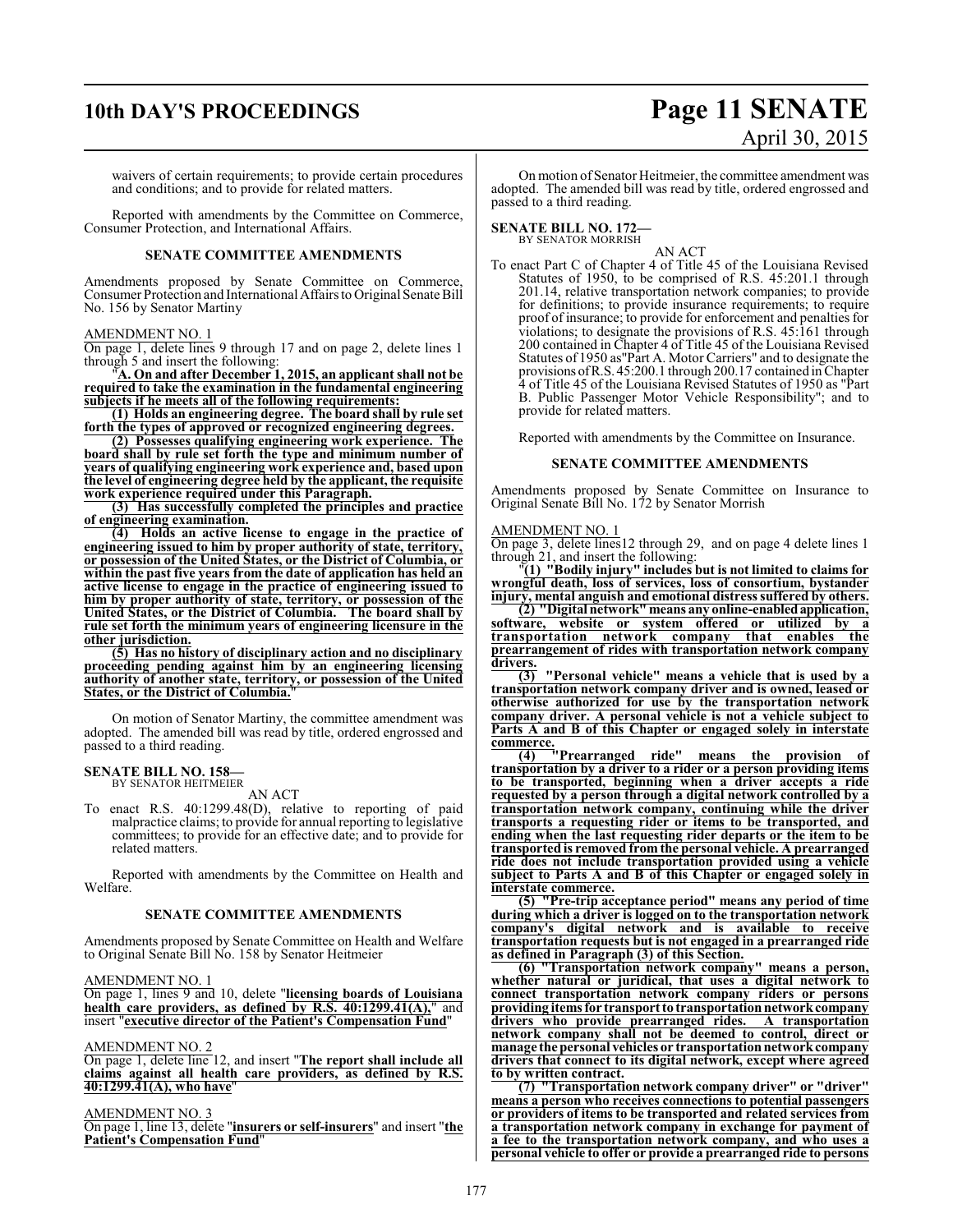waivers of certain requirements; to provide certain procedures and conditions; and to provide for related matters.

Reported with amendments by the Committee on Commerce, Consumer Protection, and International Affairs.

**SENATE COMMITTEE AMENDMENTS**

Amendments proposed by Senate Committee on Commerce, Consumer Protection and International Affairs to Original Senate Bill No. 156 by Senator Martiny

AMENDMENT NO. 1

On page 1, delete lines 9 through 17 and on page 2, delete lines 1 through 5 and insert the following:

"**A. On and after December 1, 2015, an applicant shall not be required to take the examination in the fundamental engineering subjects if he meets all of the following requirements:**

**(1) Holds an engineering degree. The board shall by rule set forth the types of approved or recognized engineering degrees.**

**(2) Possesses qualifying engineering work experience. The board shall by rule set forth the type and minimum number of years of qualifying engineering work experience and, based upon the level of engineering degree held by the applicant, the requisite work experience required under this Paragraph.**

**(3) Has successfully completed the principles and practice of engineering examination.**

**(4) Holds an active license to engage in the practice of engineering issued to him by proper authority of state, territory, or possession of the United States, or the District of Columbia, or within the past five years from the date of application has held an active license to engage in the practice of engineering issued to him by proper authority of state, territory, or possession of the United States, or the District of Columbia. The board shall by rule set forth the minimum years of engineering licensure in the other jurisdiction.**

**(5) Has no history of disciplinary action and no disciplinary proceeding pending against him by an engineering licensing authority of another state, territory, or possession of the United States, or the District of Columbia.**"

On motion of Senator Martiny, the committee amendment was adopted. The amended bill was read by title, ordered engrossed and passed to a third reading.

**SENATE BILL NO. 158—**
BY SENATOR HEITMEIER

AN ACT

To enact R.S. 40:1299.48(D), relative to reporting of paid malpractice claims; to provide for annual reporting to legislative committees; to provide for an effective date; and to provide for related matters.

Reported with amendments by the Committee on Health and Welfare.

**SENATE COMMITTEE AMENDMENTS**

Amendments proposed by Senate Committee on Health and Welfare to Original Senate Bill No. 158 by Senator Heitmeier

AMENDMENT NO. 1

On page 1, lines 9 and 10, delete "**licensing boards of Louisiana health care providers, as defined by R.S. 40:1299.41(A),**" and insert "**executive director of the Patient's Compensation Fund**"

AMENDMENT NO. 2

On page 1, delete line 12, and insert "**The report shall include all claims against all health care providers, as defined by R.S. 40:1299.41(A), who have**"

AMENDMENT NO. 3

On page 1, line 13, delete "**insurers or self-insurers**" and insert "**the Patient's Compensation Fund**"

On motion of Senator Heitmeier, the committee amendment was adopted. The amended bill was read by title, ordered engrossed and passed to a third reading.

**SENATE BILL NO. 172—**
BY SENATOR MORRISH

AN ACT

To enact Part C of Chapter 4 of Title 45 of the Louisiana Revised Statutes of 1950, to be comprised of R.S. 45:201.1 through 201.14, relative transportation network companies; to provide for definitions; to provide insurance requirements; to require proof of insurance; to provide for enforcement and penalties for violations; to designate the provisions of R.S. 45:161 through 200 contained in Chapter 4 of Title 45 of the Louisiana Revised Statutes of 1950 as"Part A. Motor Carriers" and to designate the provisions of R.S. 45:200.1 through 200.17 contained in Chapter 4 of Title 45 of the Louisiana Revised Statutes of 1950 as "Part B. Public Passenger Motor Vehicle Responsibility"; and to provide for related matters.

Reported with amendments by the Committee on Insurance.

**SENATE COMMITTEE AMENDMENTS**

Amendments proposed by Senate Committee on Insurance to Original Senate Bill No. 172 by Senator Morrish

AMENDMENT NO. 1

On page 3, delete lines12 through 29, and on page 4 delete lines 1 through 21, and insert the following:

"**(1) "Bodily injury" includes but is not limited to claims for wrongful death, loss of services, loss of consortium, bystander injury, mental anguish and emotional distress suffered by others.**

**(2) "Digital network" means any online-enabled application, software, website or system offered or utilized by a transportation network company that enables the prearrangement of rides with transportation network company drivers.**

**(3) "Personal vehicle" means a vehicle that is used by a transportation network company driver and is owned, leased or otherwise authorized for use by the transportation network company driver. A personal vehicle is not a vehicle subject to Parts A and B of this Chapter or engaged solely in interstate commerce.**

**(4) "Prearranged ride" means the provision of transportation by a driver to a rider or a person providing items to be transported, beginning when a driver accepts a ride requested by a person through a digital network controlled by a transportation network company, continuing while the driver transports a requesting rider or items to be transported, and ending when the last requesting rider departs or the item to be transported is removed from the personal vehicle. A prearranged ride does not include transportation provided using a vehicle subject to Parts A and B of this Chapter or engaged solely in interstate commerce.**

**(5) "Pre-trip acceptance period" means any period of time during which a driver is logged on to the transportation network company's digital network and is available to receive transportation requests but is not engaged in a prearranged ride as defined in Paragraph (3) of this Section.**

**(6) "Transportation network company" means a person, whether natural or juridical, that uses a digital network to connect transportation network company riders or persons providing items for transport to transportation network company drivers who provide prearranged rides. A transportation network company shall not be deemed to control, direct or manage the personal vehicles or transportation network company drivers that connect to its digital network, except where agreed to by written contract.**

**(7) "Transportation network company driver" or "driver" means a person who receives connections to potential passengers or providers of items to be transported and related services from a transportation network company in exchange for payment of a fee to the transportation network company, and who uses a personal vehicle to offer or provide a prearranged ride to persons**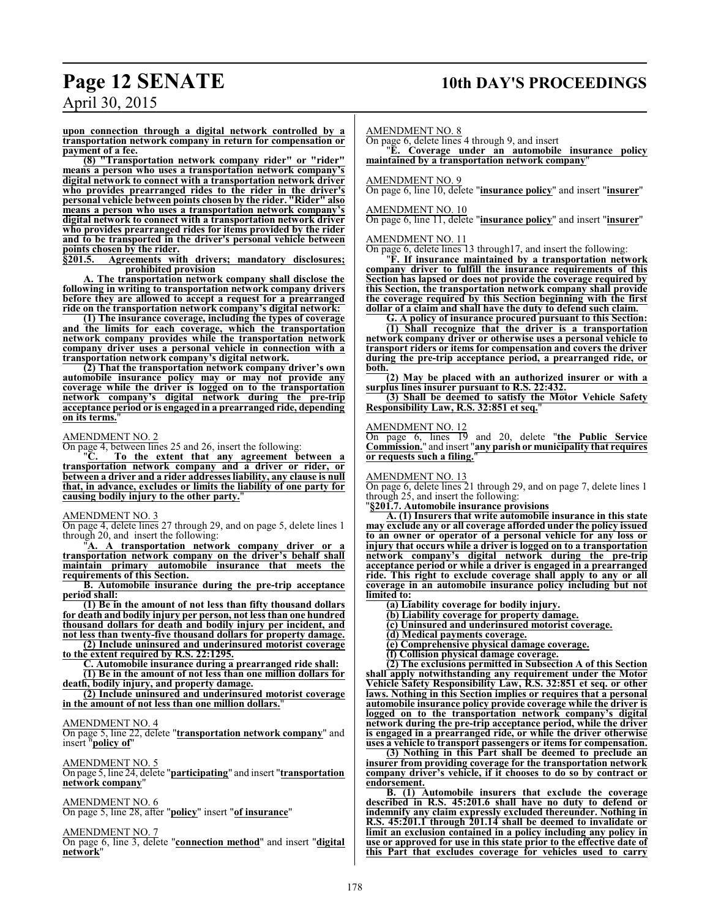**upon connection through a digital network controlled by a transportation network company in return for compensation or payment of a fee.**

**(8) "Transportation network company rider" or "rider" means a person who uses a transportation network company's digital network to connect with a transportation network driver who provides prearranged rides to the rider in the driver's personal vehicle between points chosen by the rider. "Rider" also means a person who uses a transportation network company's digital network to connect with a transportation network driver who provides prearranged rides for items provided by the rider and to be transported in the driver's personal vehicle between points chosen by the rider.**

**§201.5. Agreements with drivers; mandatory disclosures; prohibited provision**

**A. The transportation network company shall disclose the following in writing to transportation network company drivers before they are allowed to accept a request for a prearranged ride on the transportation network company's digital network:**

**(1) The insurance coverage, including the types of coverage and the limits for each coverage, which the transportation network company provides while the transportation network company driver uses a personal vehicle in connection with a transportation network company's digital network.**

**(2) That the transportation network company driver's own automobile insurance policy may or may not provide any coverage while the driver is logged on to the transportation network company's digital network during the pre-trip acceptance period or is engaged in a prearranged ride, depending on its terms.**"

AMENDMENT NO. 2

On page 4, between lines 25 and 26, insert the following:

"**C. To the extent that any agreement between a transportation network company and a driver or rider, or between a driver and a rider addresses liability, any clause is null that, in advance, excludes or limits the liability of one party for causing bodily injury to the other party.**"

AMENDMENT NO. 3

On page 4, delete lines 27 through 29, and on page 5, delete lines 1 through 20, and insert the following:

"**A. A transportation network company driver or a transportation network company on the driver's behalf shall maintain primary automobile insurance that meets the requirements of this Section.**

**B. Automobile insurance during the pre-trip acceptance period shall:**

**(1) Be in the amount of not less than fifty thousand dollars for death and bodily injury per person, not less than one hundred thousand dollars for death and bodily injury per incident, and not less than twenty-five thousand dollars for property damage.**

**(2) Include uninsured and underinsured motorist coverage to the extent required by R.S. 22:1295.**

**C. Automobile insurance during a prearranged ride shall:**

**(1) Be in the amount of not less than one million dollars for death, bodily injury, and property damage.**

**(2) Include uninsured and underinsured motorist coverage in the amount of not less than one million dollars.**"

AMENDMENT NO. 4

On page 5, line 22, delete "**transportation network company**" and insert "**policy of**"

AMENDMENT NO. 5

On page 5, line 24, delete "**participating**" and insert "**transportation network company**"

AMENDMENT NO. 6

On page 5, line 28, after "**policy**" insert "**of insurance**"

AMENDMENT NO. 7

On page 6, line 3, delete "**connection method**" and insert "**digital network**"

AMENDMENT NO. 8

On page 6, delete lines 4 through 9, and insert

"**E. Coverage under an automobile insurance policy maintained by a transportation network company**"

AMENDMENT NO. 9

On page 6, line 10, delete "**insurance policy**" and insert "**insurer**"

AMENDMENT NO. 10

On page 6, line 11, delete "**insurance policy**" and insert "**insurer**"

AMENDMENT NO. 11

On page 6, delete lines 13 through17, and insert the following:

"**F. If insurance maintained by a transportation network company driver to fulfill the insurance requirements of this Section has lapsed or does not provide the coverage required by this Section, the transportation network company shall provide the coverage required by this Section beginning with the first dollar of a claim and shall have the duty to defend such claim.**

**G. A policy of insurance procured pursuant to this Section:**

**(1) Shall recognize that the driver is a transportation network company driver or otherwise uses a personal vehicle to transport riders or items for compensation and covers the driver during the pre-trip acceptance period, a prearranged ride, or both.**

**(2) May be placed with an authorized insurer or with a surplus lines insurer pursuant to R.S. 22:432.**

**(3) Shall be deemed to satisfy the Motor Vehicle Safety Responsibility Law, R.S. 32:851 et seq.**"

AMENDMENT NO. 12

On page 6, lines 19 and 20, delete "**the Public Service Commission.**" and insert "**any parish or municipality that requires or requests such a filing.**"

AMENDMENT NO. 13

On page 6, delete lines 21 through 29, and on page 7, delete lines 1 through 25, and insert the following:

"**§201.7. Automobile insurance provisions**

**A. (1) Insurers that write automobile insurance in this state may exclude any or all coverage afforded under the policy issued to an owner or operator of a personal vehicle for any loss or injury that occurs while a driver is logged on to a transportation network company's digital network during the pre-trip acceptance period or while a driver is engaged in a prearranged ride. This right to exclude coverage shall apply to any or all coverage in an automobile insurance policy including but not limited to:**

**(a) Liability coverage for bodily injury.**

**(b) Liability coverage for property damage.**

**(c) Uninsured and underinsured motorist coverage.**

**(d) Medical payments coverage.**

**(e) Comprehensive physical damage coverage.**

**(f) Collision physical damage coverage.**

**(2) The exclusions permitted in Subsection A of this Section shall apply notwithstanding any requirement under the Motor Vehicle Safety Responsibility Law, R.S. 32:851 et seq. or other laws. Nothing in this Section implies or requires that a personal automobile insurance policy provide coverage while the driver is logged on to the transportation network company's digital network during the pre-trip acceptance period, while the driver is engaged in a prearranged ride, or while the driver otherwise uses a vehicle to transport passengers or items for compensation.**

**(3) Nothing in this Part shall be deemed to preclude an insurer from providing coverage for the transportation network company driver's vehicle, if it chooses to do so by contract or endorsement.**

**B. (1) Automobile insurers that exclude the coverage described in R.S. 45:201.6 shall have no duty to defend or indemnify any claim expressly excluded thereunder. Nothing in R.S. 45:201.1 through 201.14 shall be deemed to invalidate or limit an exclusion contained in a policy including any policy in use or approved for use in this state prior to the effective date of this Part that excludes coverage for vehicles used to carry**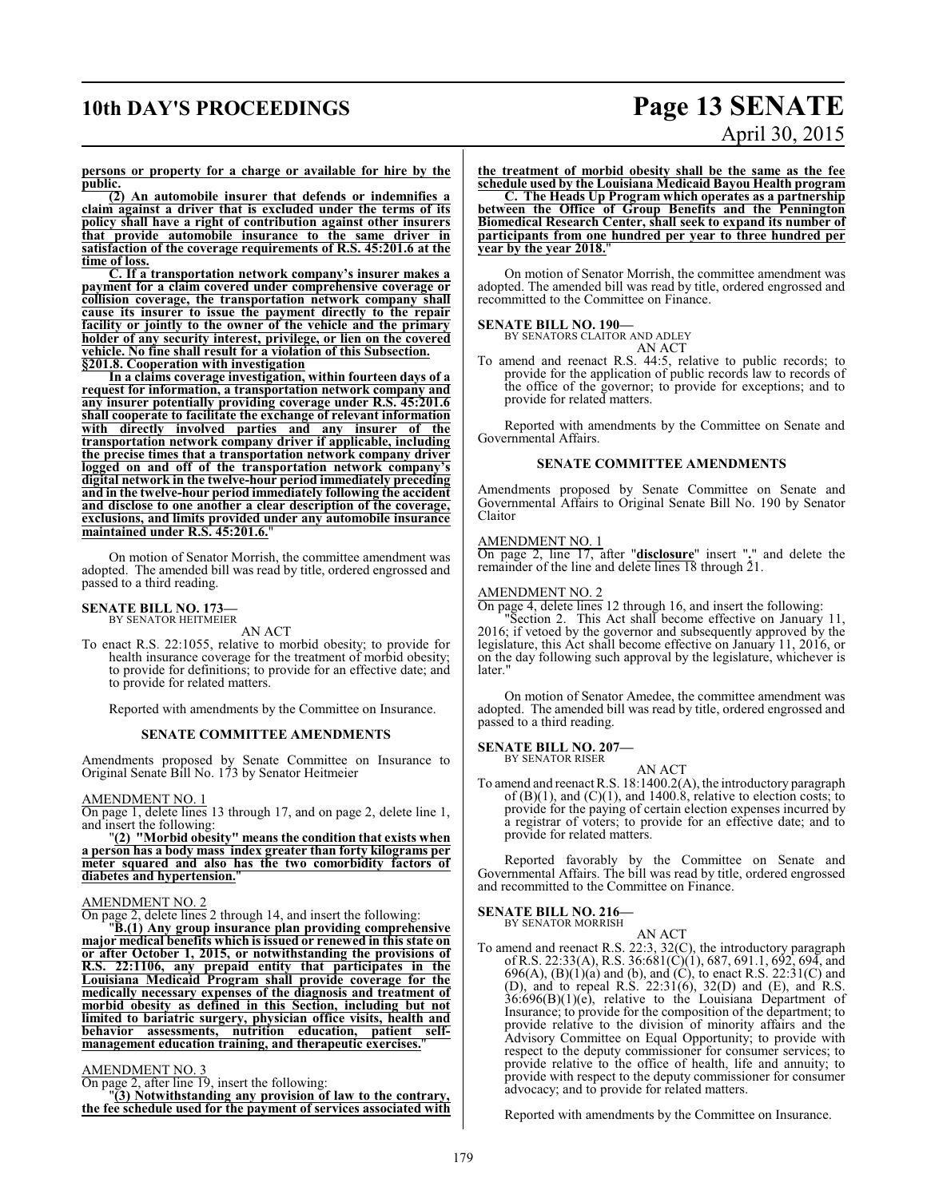**persons or property for a charge or available for hire by the public.**

**(2) An automobile insurer that defends or indemnifies a claim against a driver that is excluded under the terms of its policy shall have a right of contribution against other insurers that provide automobile insurance to the same driver in satisfaction of the coverage requirements of R.S. 45:201.6 at the time of loss.**

**C. If a transportation network company's insurer makes a payment for a claim covered under comprehensive coverage or collision coverage, the transportation network company shall cause its insurer to issue the payment directly to the repair facility or jointly to the owner of the vehicle and the primary holder of any security interest, privilege, or lien on the covered vehicle. No fine shall result for a violation of this Subsection.**

**§201.8. Cooperation with investigation**

**In a claims coverage investigation, within fourteen days of a request for information, a transportation network company and any insurer potentially providing coverage under R.S. 45:201.6 shall cooperate to facilitate the exchange of relevant information with directly involved parties and any insurer of the transportation network company driver if applicable, including the precise times that a transportation network company driver logged on and off of the transportation network company's digital network in the twelve-hour period immediately preceding and in the twelve-hour period immediately following the accident and disclose to one another a clear description of the coverage, exclusions, and limits provided under any automobile insurance maintained under R.S. 45:201.6.**"

On motion of Senator Morrish, the committee amendment was adopted. The amended bill was read by title, ordered engrossed and passed to a third reading.

**SENATE BILL NO. 173—**
BY SENATOR HEITMEIER

AN ACT

To enact R.S. 22:1055, relative to morbid obesity; to provide for health insurance coverage for the treatment of morbid obesity; to provide for definitions; to provide for an effective date; and to provide for related matters.

Reported with amendments by the Committee on Insurance.

**SENATE COMMITTEE AMENDMENTS**

Amendments proposed by Senate Committee on Insurance to Original Senate Bill No. 173 by Senator Heitmeier

AMENDMENT NO. 1

On page 1, delete lines 13 through 17, and on page 2, delete line 1, and insert the following:

"**(2) "Morbid obesity" means the condition that exists when a person has a body mass index greater than forty kilograms per meter squared and also has the two comorbidity factors of diabetes and hypertension.**"

AMENDMENT NO. 2

On page 2, delete lines 2 through 14, and insert the following:

"**B.(1) Any group insurance plan providing comprehensive major medical benefits which is issued or renewed in this state on or after October 1, 2015, or notwithstanding the provisions of R.S. 22:1106, any prepaid entity that participates in the Louisiana Medicaid Program shall provide coverage for the medically necessary expenses of the diagnosis and treatment of morbid obesity as defined in this Section, including but not limited to bariatric surgery, physician office visits, health and behavior assessments, nutrition education, patient self-management education training, and therapeutic exercises.**"

AMENDMENT NO. 3

On page 2, after line 19, insert the following:

"**(3) Notwithstanding any provision of law to the contrary, the fee schedule used for the payment of services associated with the treatment of morbid obesity shall be the same as the fee schedule used by the Louisiana Medicaid Bayou Health program**

**C. The Heads Up Program which operates as a partnership between the Office of Group Benefits and the Pennington Biomedical Research Center, shall seek to expand its number of participants from one hundred per year to three hundred per year by the year 2018.**"

On motion of Senator Morrish, the committee amendment was adopted. The amended bill was read by title, ordered engrossed and recommitted to the Committee on Finance.

**SENATE BILL NO. 190—**
BY SENATORS CLAITOR AND ADLEY

AN ACT

To amend and reenact R.S. 44:5, relative to public records; to provide for the application of public records law to records of the office of the governor; to provide for exceptions; and to provide for related matters.

Reported with amendments by the Committee on Senate and Governmental Affairs.

**SENATE COMMITTEE AMENDMENTS**

Amendments proposed by Senate Committee on Senate and Governmental Affairs to Original Senate Bill No. 190 by Senator Claitor

AMENDMENT NO. 1

On page 2, line 17, after "**disclosure**" insert "**.**" and delete the remainder of the line and delete lines 18 through 21.

AMENDMENT NO. 2

On page 4, delete lines 12 through 16, and insert the following:

"Section 2. This Act shall become effective on January 11, 2016; if vetoed by the governor and subsequently approved by the legislature, this Act shall become effective on January 11, 2016, or on the day following such approval by the legislature, whichever is later."

On motion of Senator Amedee, the committee amendment was adopted. The amended bill was read by title, ordered engrossed and passed to a third reading.

**SENATE BILL NO. 207—**
BY SENATOR RISER

AN ACT

To amend and reenact R.S. 18:1400.2(A), the introductory paragraph of (B)(1), and (C)(1), and 1400.8, relative to election costs; to provide for the paying of certain election expenses incurred by a registrar of voters; to provide for an effective date; and to provide for related matters.

Reported favorably by the Committee on Senate and Governmental Affairs. The bill was read by title, ordered engrossed and recommitted to the Committee on Finance.

**SENATE BILL NO. 216—**
BY SENATOR MORRISH

AN ACT

To amend and reenact R.S. 22:3, 32(C), the introductory paragraph of R.S. 22:33(A), R.S. 36:681(C)(1), 687, 691.1, 692, 694, and 696(A), (B)(1)(a) and (b), and (C), to enact R.S. 22:31(C) and (D), and to repeal R.S. 22:31(6), 32(D) and (E), and R.S. 36:696(B)(1)(e), relative to the Louisiana Department of Insurance; to provide for the composition of the department; to provide relative to the division of minority affairs and the Advisory Committee on Equal Opportunity; to provide with respect to the deputy commissioner for consumer services; to provide relative to the office of health, life and annuity; to provide with respect to the deputy commissioner for consumer advocacy; and to provide for related matters.

Reported with amendments by the Committee on Insurance.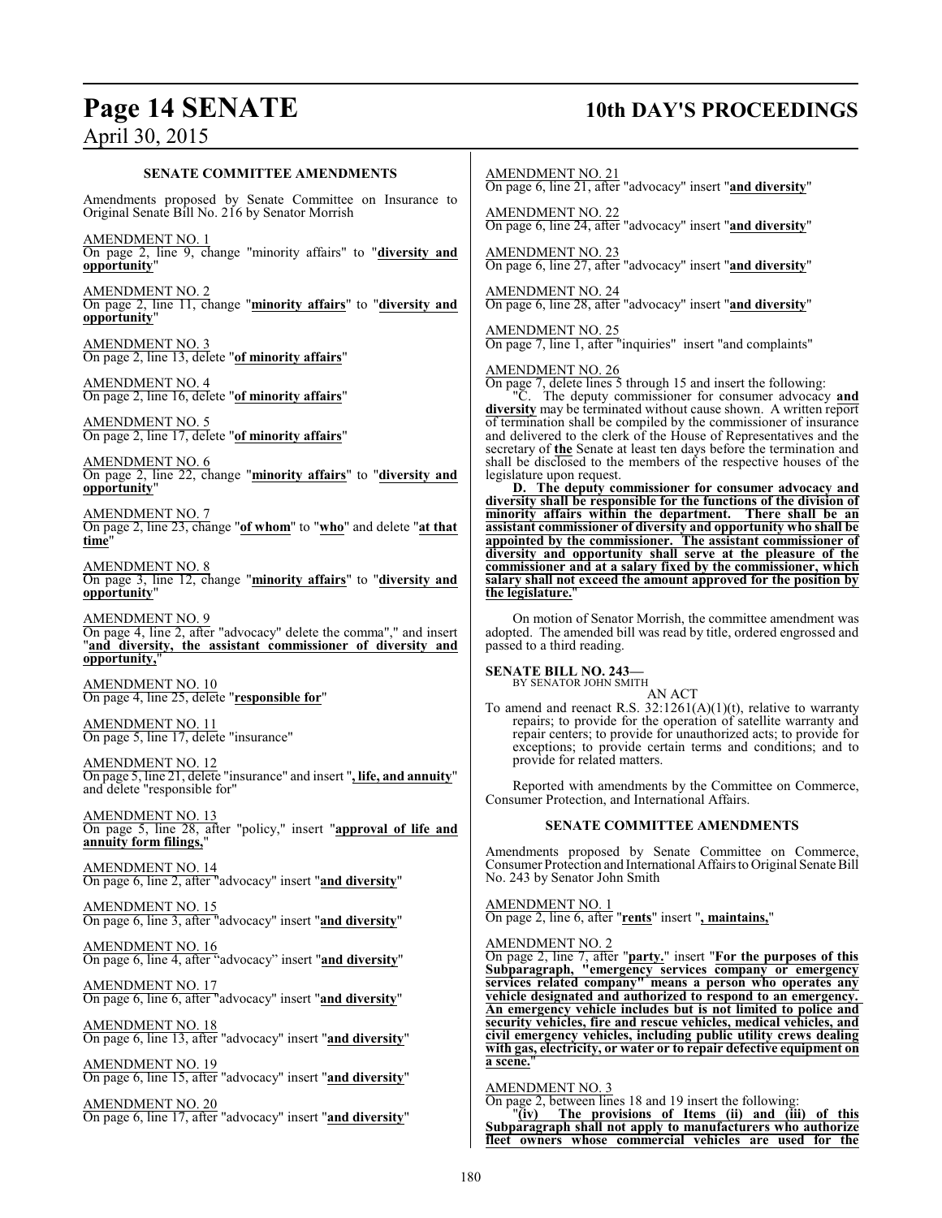### SENATE COMMITTEE AMENDMENTS

Amendments proposed by Senate Committee on Insurance to Original Senate Bill No. 216 by Senator Morrish

AMENDMENT NO. 1
On page 2, line 9, change "minority affairs" to "**diversity and opportunity**"

AMENDMENT NO. 2
On page 2, line 11, change "**minority affairs**" to "**diversity and opportunity**"

AMENDMENT NO. 3
On page 2, line 13, delete "**of minority affairs**"

AMENDMENT NO. 4
On page 2, line 16, delete "**of minority affairs**"

AMENDMENT NO. 5
On page 2, line 17, delete "**of minority affairs**"

AMENDMENT NO. 6
On page 2, line 22, change "**minority affairs**" to "**diversity and opportunity**"

AMENDMENT NO. 7
On page 2, line 23, change "**of whom**" to "**who**" and delete "**at that time**"

AMENDMENT NO. 8
On page 3, line 12, change "**minority affairs**" to "**diversity and opportunity**"

AMENDMENT NO. 9
On page 4, line 2, after "advocacy" delete the comma"," and insert "**and diversity, the assistant commissioner of diversity and opportunity,**"

AMENDMENT NO. 10
On page 4, line 25, delete "**responsible for**"

AMENDMENT NO. 11
On page 5, line 17, delete "insurance"

AMENDMENT NO. 12
On page 5, line 21, delete "insurance" and insert "**, life, and annuity**" and delete "responsible for"

AMENDMENT NO. 13
On page 5, line 28, after "policy," insert "**approval of life and annuity form filings,**"

AMENDMENT NO. 14
On page 6, line 2, after "advocacy" insert "**and diversity**"

AMENDMENT NO. 15
On page 6, line 3, after "advocacy" insert "**and diversity**"

AMENDMENT NO. 16
On page 6, line 4, after "advocacy" insert "**and diversity**"

AMENDMENT NO. 17
On page 6, line 6, after "advocacy" insert "**and diversity**"

AMENDMENT NO. 18
On page 6, line 13, after "advocacy" insert "**and diversity**"

AMENDMENT NO. 19
On page 6, line 15, after "advocacy" insert "**and diversity**"

AMENDMENT NO. 20
On page 6, line 17, after "advocacy" insert "**and diversity**"

AMENDMENT NO. 21
On page 6, line 21, after "advocacy" insert "**and diversity**"

AMENDMENT NO. 22
On page 6, line 24, after "advocacy" insert "**and diversity**"

AMENDMENT NO. 23
On page 6, line 27, after "advocacy" insert "**and diversity**"

AMENDMENT NO. 24
On page 6, line 28, after "advocacy" insert "**and diversity**"

AMENDMENT NO. 25
On page 7, line 1, after "inquiries" insert "and complaints"

AMENDMENT NO. 26
On page 7, delete lines 5 through 15 and insert the following:

"C. The deputy commissioner for consumer advocacy **and diversity** may be terminated without cause shown. A written report of termination shall be compiled by the commissioner of insurance and delivered to the clerk of the House of Representatives and the secretary of **the** Senate at least ten days before the termination and shall be disclosed to the members of the respective houses of the legislature upon request.

**D. The deputy commissioner for consumer advocacy and diversity shall be responsible for the functions of the division of minority affairs within the department. There shall be an assistant commissioner of diversity and opportunity who shall be appointed by the commissioner. The assistant commissioner of diversity and opportunity shall serve at the pleasure of the commissioner and at a salary fixed by the commissioner, which salary shall not exceed the amount approved for the position by the legislature.**"

On motion of Senator Morrish, the committee amendment was adopted. The amended bill was read by title, ordered engrossed and passed to a third reading.

**SENATE BILL NO. 243—**
BY SENATOR JOHN SMITH

AN ACT

To amend and reenact R.S. 32:1261(A)(1)(t), relative to warranty repairs; to provide for the operation of satellite warranty and repair centers; to provide for unauthorized acts; to provide for exceptions; to provide certain terms and conditions; and to provide for related matters.

Reported with amendments by the Committee on Commerce, Consumer Protection, and International Affairs.

### SENATE COMMITTEE AMENDMENTS

Amendments proposed by Senate Committee on Commerce, Consumer Protection and International Affairs to Original Senate Bill No. 243 by Senator John Smith

AMENDMENT NO. 1
On page 2, line 6, after "**rents**" insert "**, maintains,**"

AMENDMENT NO. 2
On page 2, line 7, after "**party.**" insert "**For the purposes of this Subparagraph, "emergency services company or emergency services related company" means a person who operates any vehicle designated and authorized to respond to an emergency. An emergency vehicle includes but is not limited to police and security vehicles, fire and rescue vehicles, medical vehicles, and civil emergency vehicles, including public utility crews dealing with gas, electricity, or water or to repair defective equipment on a scene.**"

AMENDMENT NO. 3
On page 2, between lines 18 and 19 insert the following:

"**(iv) The provisions of Items (ii) and (iii) of this Subparagraph shall not apply to manufacturers who authorize fleet owners whose commercial vehicles are used for the**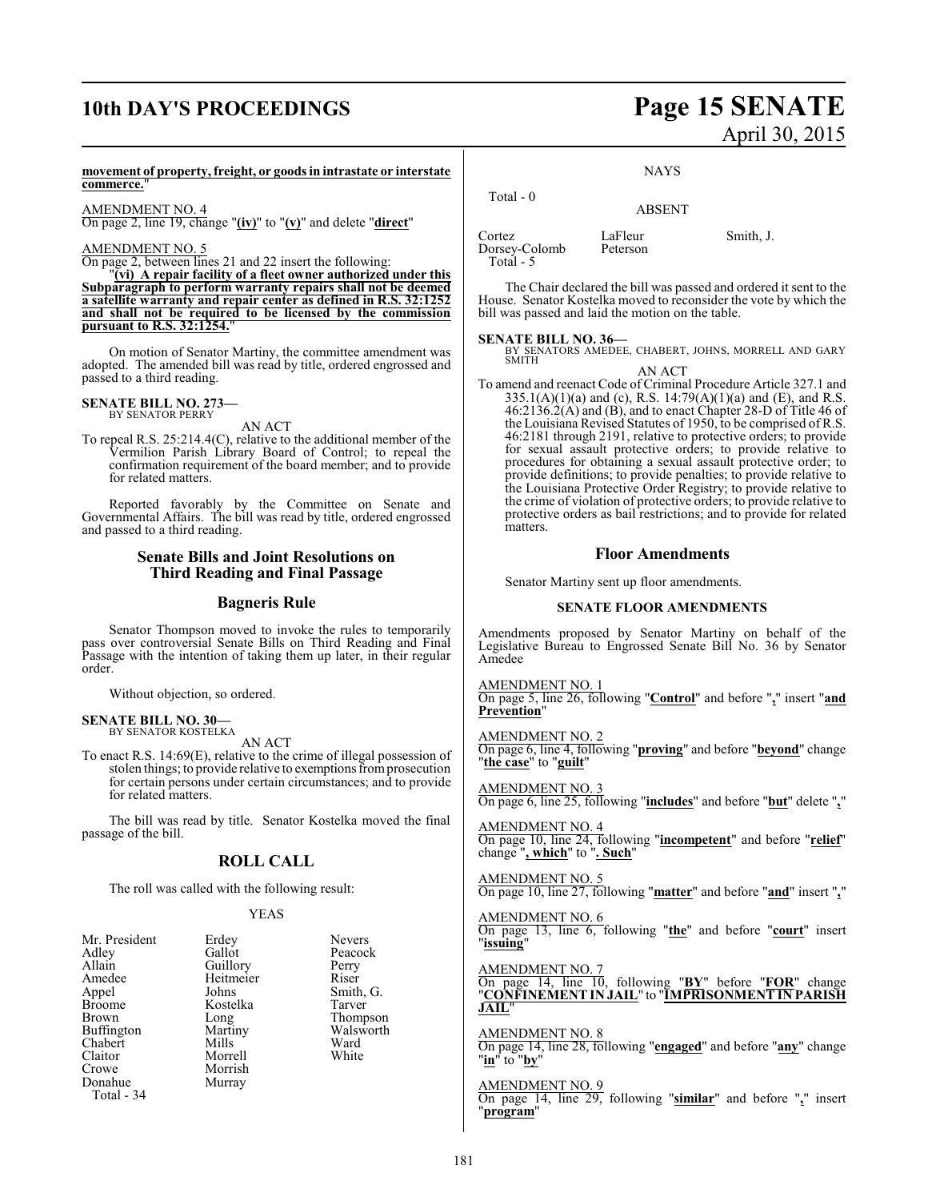**movement of property, freight, or goods in intrastate or interstate commerce.**"

AMENDMENT NO. 4
On page 2, line 19, change "**(iv)**" to "**(v)**" and delete "**direct**"

AMENDMENT NO. 5
On page 2, between lines 21 and 22 insert the following:

"**(vi) A repair facility of a fleet owner authorized under this Subparagraph to perform warranty repairs shall not be deemed a satellite warranty and repair center as defined in R.S. 32:1252 and shall not be required to be licensed by the commission pursuant to R.S. 32:1254.**"

On motion of Senator Martiny, the committee amendment was adopted. The amended bill was read by title, ordered engrossed and passed to a third reading.

**SENATE BILL NO. 273—**
BY SENATOR PERRY

AN ACT

To repeal R.S. 25:214.4(C), relative to the additional member of the Vermilion Parish Library Board of Control; to repeal the confirmation requirement of the board member; and to provide for related matters.

Reported favorably by the Committee on Senate and Governmental Affairs. The bill was read by title, ordered engrossed and passed to a third reading.

## Senate Bills and Joint Resolutions on Third Reading and Final Passage

## Bagneris Rule

Senator Thompson moved to invoke the rules to temporarily pass over controversial Senate Bills on Third Reading and Final Passage with the intention of taking them up later, in their regular order.

Without objection, so ordered.

**SENATE BILL NO. 30—**
BY SENATOR KOSTELKA

AN ACT

To enact R.S. 14:69(E), relative to the crime of illegal possession of stolen things; to provide relative to exemptions from prosecution for certain persons under certain circumstances; and to provide for related matters.

The bill was read by title. Senator Kostelka moved the final passage of the bill.

## ROLL CALL

The roll was called with the following result:

YEAS

| | | |
|---|---|---|
| Mr. President | Erdey | Nevers |
| Adley | Gallot | Peacock |
| Allain | Guillory | Perry |
| Amedee | Heitmeier | Riser |
| Appel | Johns | Smith, G. |
| Broome | Kostelka | Tarver |
| Brown | Long | Thompson |
| Buffington | Martiny | Walsworth |
| Chabert | Mills | Ward |
| Claitor | Morrell | White |
| Crowe | Morrish | |
| Donahue | Murray | |

Total - 34

NAYS

Total - 0

ABSENT

| | | |
|---|---|---|
| Cortez | LaFleur | Smith, J. |
| Dorsey-Colomb | Peterson | |

Total - 5

The Chair declared the bill was passed and ordered it sent to the House. Senator Kostelka moved to reconsider the vote by which the bill was passed and laid the motion on the table.

**SENATE BILL NO. 36—**
BY SENATORS AMEDEE, CHABERT, JOHNS, MORRELL AND GARY SMITH

AN ACT

To amend and reenact Code of Criminal Procedure Article 327.1 and 335.1(A)(1)(a) and (c), R.S. 14:79(A)(1)(a) and (E), and R.S. 46:2136.2(A) and (B), and to enact Chapter 28-D of Title 46 of the Louisiana Revised Statutes of 1950, to be comprised of R.S. 46:2181 through 2191, relative to protective orders; to provide for sexual assault protective orders; to provide relative to procedures for obtaining a sexual assault protective order; to provide definitions; to provide penalties; to provide relative to the Louisiana Protective Order Registry; to provide relative to the crime of violation of protective orders; to provide relative to protective orders as bail restrictions; and to provide for related matters.

## Floor Amendments

Senator Martiny sent up floor amendments.

### SENATE FLOOR AMENDMENTS

Amendments proposed by Senator Martiny on behalf of the Legislative Bureau to Engrossed Senate Bill No. 36 by Senator Amedee

AMENDMENT NO. 1
On page 5, line 26, following "**Control**" and before "**,**" insert "**and Prevention**"

AMENDMENT NO. 2
On page 6, line 4, following "**proving**" and before "**beyond**" change "**the case**" to "**guilt**"

AMENDMENT NO. 3
On page 6, line 25, following "**includes**" and before "**but**" delete "**,**"

AMENDMENT NO. 4
On page 10, line 24, following "**incompetent**" and before "**relief**" change "**, which**" to "**. Such**"

AMENDMENT NO. 5
On page 10, line 27, following "**matter**" and before "**and**" insert "**,**"

AMENDMENT NO. 6
On page 13, line 6, following "**the**" and before "**court**" insert "**issuing**"

AMENDMENT NO. 7
On page 14, line 10, following "**BY**" before "**FOR**" change "**CONFINEMENT IN JAIL**" to "**IMPRISONMENT IN PARISH JAIL**"

AMENDMENT NO. 8
On page 14, line 28, following "**engaged**" and before "**any**" change "**in**" to "**by**"

AMENDMENT NO. 9
On page 14, line 29, following "**similar**" and before "**,**" insert "**program**"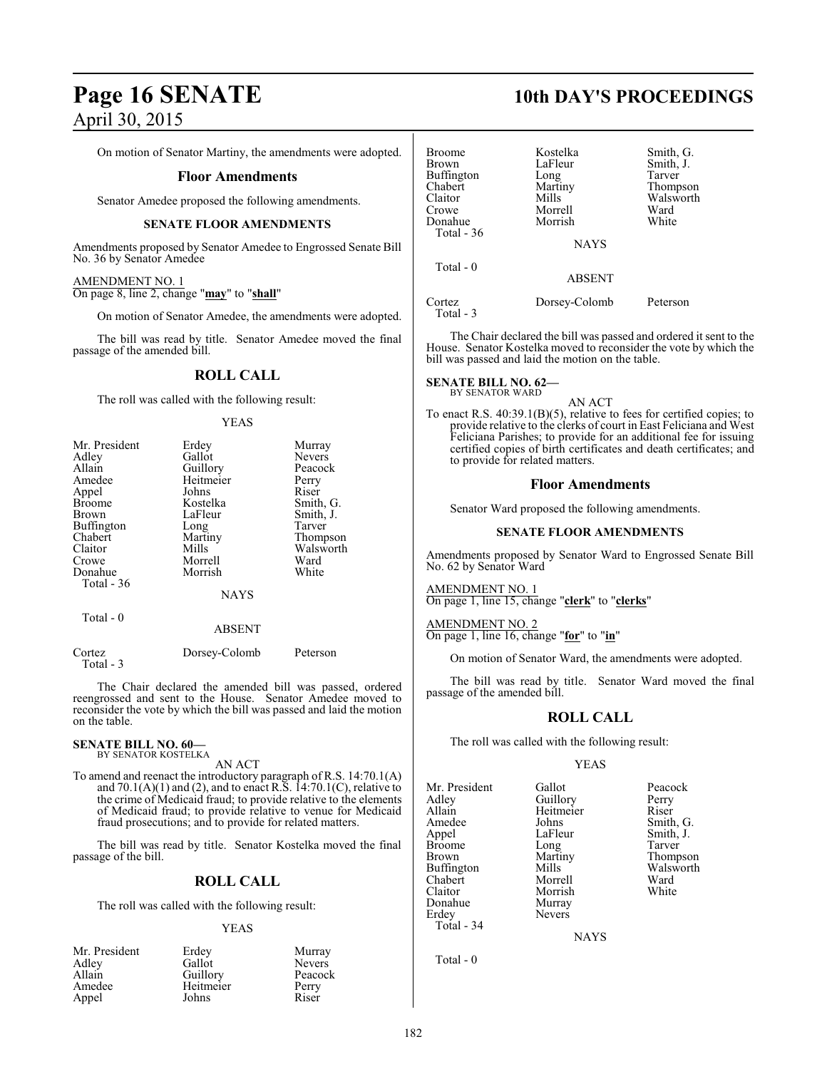On motion of Senator Martiny, the amendments were adopted.

## Floor Amendments

Senator Amedee proposed the following amendments.

### SENATE FLOOR AMENDMENTS

Amendments proposed by Senator Amedee to Engrossed Senate Bill No. 36 by Senator Amedee

AMENDMENT NO. 1
On page 8, line 2, change "**may**" to "**shall**"

On motion of Senator Amedee, the amendments were adopted.

The bill was read by title. Senator Amedee moved the final passage of the amended bill.

## ROLL CALL

The roll was called with the following result:

YEAS

| | | |
|---|---|---|
| Mr. President | Erdey | Murray |
| Adley | Gallot | Nevers |
| Allain | Guillory | Peacock |
| Amedee | Heitmeier | Perry |
| Appel | Johns | Riser |
| Broome | Kostelka | Smith, G. |
| Brown | LaFleur | Smith, J. |
| Buffington | Long | Tarver |
| Chabert | Martiny | Thompson |
| Claitor | Mills | Walsworth |
| Crowe | Morrell | Ward |
| Donahue | Morrish | White |

Total - 36

NAYS

Total - 0

ABSENT

| | | |
|---|---|---|
| Cortez | Dorsey-Colomb | Peterson |

Total - 3

The Chair declared the amended bill was passed, ordered reengrossed and sent to the House. Senator Amedee moved to reconsider the vote by which the bill was passed and laid the motion on the table.

**SENATE BILL NO. 60—**
BY SENATOR KOSTELKA

AN ACT

To amend and reenact the introductory paragraph of R.S. 14:70.1(A) and 70.1(A)(1) and (2), and to enact R.S. 14:70.1(C), relative to the crime of Medicaid fraud; to provide relative to the elements of Medicaid fraud; to provide relative to venue for Medicaid fraud prosecutions; and to provide for related matters.

The bill was read by title. Senator Kostelka moved the final passage of the bill.

## ROLL CALL

The roll was called with the following result:

YEAS

| | | |
|---|---|---|
| Mr. President | Erdey | Murray |
| Adley | Gallot | Nevers |
| Allain | Guillory | Peacock |
| Amedee | Heitmeier | Perry |
| Appel | Johns | Riser |
| Broome | Kostelka | Smith, G. |
| Brown | LaFleur | Smith, J. |
| Buffington | Long | Tarver |
| Chabert | Martiny | Thompson |
| Claitor | Mills | Walsworth |
| Crowe | Morrell | Ward |
| Donahue | Morrish | White |

Total - 36

NAYS

Total - 0

ABSENT

| | | |
|---|---|---|
| Cortez | Dorsey-Colomb | Peterson |

Total - 3

The Chair declared the bill was passed and ordered it sent to the House. Senator Kostelka moved to reconsider the vote by which the bill was passed and laid the motion on the table.

**SENATE BILL NO. 62—**
BY SENATOR WARD

AN ACT

To enact R.S. 40:39.1(B)(5), relative to fees for certified copies; to provide relative to the clerks of court in East Feliciana and West Feliciana Parishes; to provide for an additional fee for issuing certified copies of birth certificates and death certificates; and to provide for related matters.

## Floor Amendments

Senator Ward proposed the following amendments.

### SENATE FLOOR AMENDMENTS

Amendments proposed by Senator Ward to Engrossed Senate Bill No. 62 by Senator Ward

AMENDMENT NO. 1
On page 1, line 15, change "**clerk**" to "**clerks**"

AMENDMENT NO. 2
On page 1, line 16, change "**for**" to "**in**"

On motion of Senator Ward, the amendments were adopted.

The bill was read by title. Senator Ward moved the final passage of the amended bill.

## ROLL CALL

The roll was called with the following result:

YEAS

| | | |
|---|---|---|
| Mr. President | Gallot | Peacock |
| Adley | Guillory | Perry |
| Allain | Heitmeier | Riser |
| Amedee | Johns | Smith, G. |
| Appel | LaFleur | Smith, J. |
| Broome | Long | Tarver |
| Brown | Martiny | Thompson |
| Buffington | Mills | Walsworth |
| Chabert | Morrell | Ward |
| Claitor | Morrish | White |
| Donahue | Murray | |
| Erdey | Nevers | |

Total - 34

NAYS

Total - 0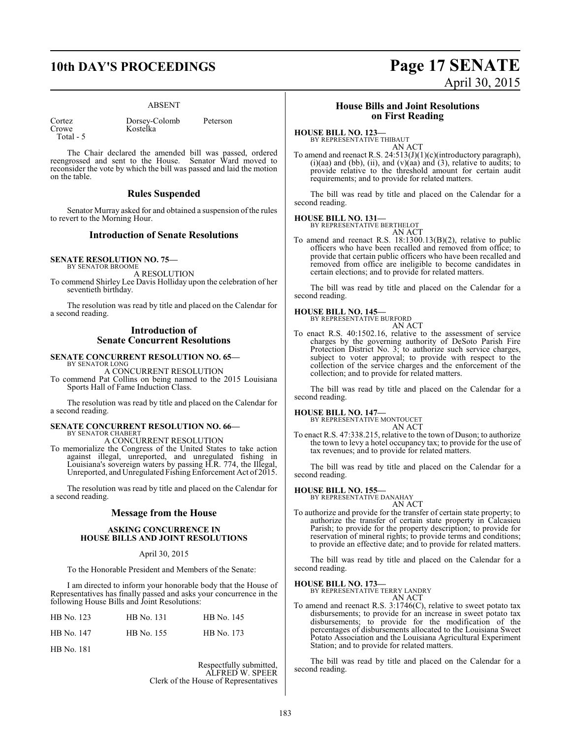ABSENT

| | | |
|---|---|---|
| Cortez | Dorsey-Colomb | Peterson |
| Crowe | Kostelka | |
| Total - 5 | | |

The Chair declared the amended bill was passed, ordered reengrossed and sent to the House. Senator Ward moved to reconsider the vote by which the bill was passed and laid the motion on the table.

## Rules Suspended

Senator Murray asked for and obtained a suspension of the rules to revert to the Morning Hour.

## Introduction of Senate Resolutions

**SENATE RESOLUTION NO. 75—**
BY SENATOR BROOME

A RESOLUTION

To commend Shirley Lee Davis Holliday upon the celebration of her seventieth birthday.

The resolution was read by title and placed on the Calendar for a second reading.

## Introduction of Senate Concurrent Resolutions

**SENATE CONCURRENT RESOLUTION NO. 65—**
BY SENATOR LONG

A CONCURRENT RESOLUTION

To commend Pat Collins on being named to the 2015 Louisiana Sports Hall of Fame Induction Class.

The resolution was read by title and placed on the Calendar for a second reading.

**SENATE CONCURRENT RESOLUTION NO. 66—**
BY SENATOR CHABERT

A CONCURRENT RESOLUTION

To memorialize the Congress of the United States to take action against illegal, unreported, and unregulated fishing in Louisiana's sovereign waters by passing H.R. 774, the Illegal, Unreported, and Unregulated Fishing Enforcement Act of 2015.

The resolution was read by title and placed on the Calendar for a second reading.

## Message from the House

**ASKING CONCURRENCE IN HOUSE BILLS AND JOINT RESOLUTIONS**

April 30, 2015

To the Honorable President and Members of the Senate:

I am directed to inform your honorable body that the House of Representatives has finally passed and asks your concurrence in the following House Bills and Joint Resolutions:

| | | |
|---|---|---|
| HB No. 123 | HB No. 131 | HB No. 145 |
| HB No. 147 | HB No. 155 | HB No. 173 |
| HB No. 181 | | |

Respectfully submitted,
ALFRED W. SPEER
Clerk of the House of Representatives

## House Bills and Joint Resolutions on First Reading

**HOUSE BILL NO. 123—**
BY REPRESENTATIVE THIBAUT

AN ACT

To amend and reenact R.S. 24:513(J)(1)(c)(introductory paragraph), (i)(aa) and (bb), (ii), and (v)(aa) and (3), relative to audits; to provide relative to the threshold amount for certain audit requirements; and to provide for related matters.

The bill was read by title and placed on the Calendar for a second reading.

**HOUSE BILL NO. 131—**
BY REPRESENTATIVE BERTHELOT

AN ACT

To amend and reenact R.S. 18:1300.13(B)(2), relative to public officers who have been recalled and removed from office; to provide that certain public officers who have been recalled and removed from office are ineligible to become candidates in certain elections; and to provide for related matters.

The bill was read by title and placed on the Calendar for a second reading.

**HOUSE BILL NO. 145—**
BY REPRESENTATIVE BURFORD

AN ACT

To enact R.S. 40:1502.16, relative to the assessment of service charges by the governing authority of DeSoto Parish Fire Protection District No. 3; to authorize such service charges, subject to voter approval; to provide with respect to the collection of the service charges and the enforcement of the collection; and to provide for related matters.

The bill was read by title and placed on the Calendar for a second reading.

**HOUSE BILL NO. 147—**
BY REPRESENTATIVE MONTOUCET

AN ACT

To enact R.S. 47:338.215, relative to the town of Duson; to authorize the town to levy a hotel occupancy tax; to provide for the use of tax revenues; and to provide for related matters.

The bill was read by title and placed on the Calendar for a second reading.

**HOUSE BILL NO. 155—**
BY REPRESENTATIVE DANAHAY

AN ACT

To authorize and provide for the transfer of certain state property; to authorize the transfer of certain state property in Calcasieu Parish; to provide for the property description; to provide for reservation of mineral rights; to provide terms and conditions; to provide an effective date; and to provide for related matters.

The bill was read by title and placed on the Calendar for a second reading.

**HOUSE BILL NO. 173—**
BY REPRESENTATIVE TERRY LANDRY

AN ACT

To amend and reenact R.S. 3:1746(C), relative to sweet potato tax disbursements; to provide for an increase in sweet potato tax disbursements; to provide for the modification of the percentages of disbursements allocated to the Louisiana Sweet Potato Association and the Louisiana Agricultural Experiment Station; and to provide for related matters.

The bill was read by title and placed on the Calendar for a second reading.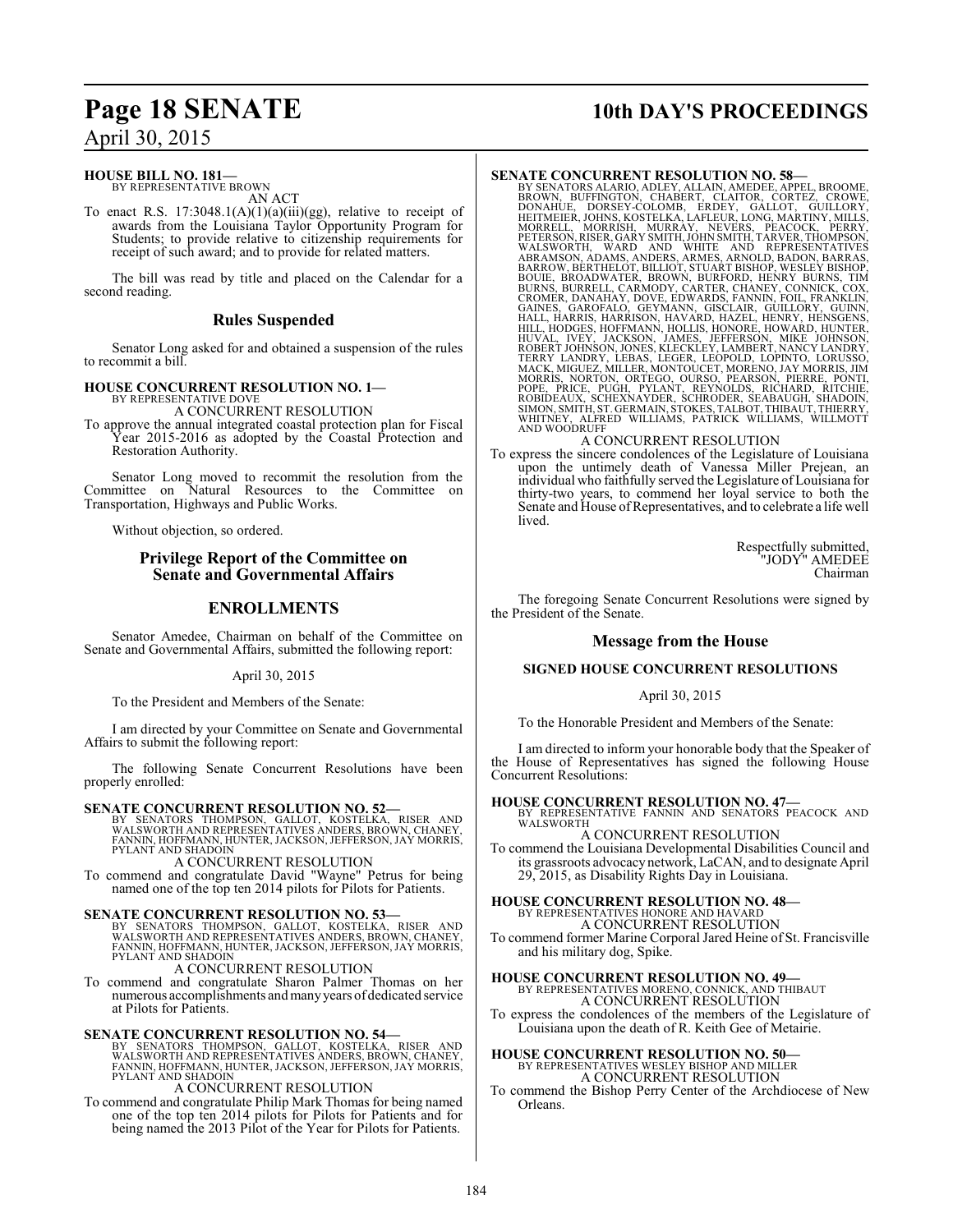**HOUSE BILL NO. 181—**
BY REPRESENTATIVE BROWN
AN ACT

To enact R.S. 17:3048.1(A)(1)(a)(iii)(gg), relative to receipt of awards from the Louisiana Taylor Opportunity Program for Students; to provide relative to citizenship requirements for receipt of such award; and to provide for related matters.

The bill was read by title and placed on the Calendar for a second reading.

## Rules Suspended

Senator Long asked for and obtained a suspension of the rules to recommit a bill.

**HOUSE CONCURRENT RESOLUTION NO. 1—**
BY REPRESENTATIVE DOVE
A CONCURRENT RESOLUTION

To approve the annual integrated coastal protection plan for Fiscal Year 2015-2016 as adopted by the Coastal Protection and Restoration Authority.

Senator Long moved to recommit the resolution from the Committee on Natural Resources to the Committee on Transportation, Highways and Public Works.

Without objection, so ordered.

## Privilege Report of the Committee on Senate and Governmental Affairs

## ENROLLMENTS

Senator Amedee, Chairman on behalf of the Committee on Senate and Governmental Affairs, submitted the following report:

April 30, 2015

To the President and Members of the Senate:

I am directed by your Committee on Senate and Governmental Affairs to submit the following report:

The following Senate Concurrent Resolutions have been properly enrolled:

**SENATE CONCURRENT RESOLUTION NO. 52—**
BY SENATORS THOMPSON, GALLOT, KOSTELKA, RISER AND WALSWORTH AND REPRESENTATIVES ANDERS, BROWN, CHANEY, FANNIN, HOFFMANN, HUNTER, JACKSON, JEFFERSON, JAY MORRIS, PYLANT AND SHADOIN
A CONCURRENT RESOLUTION

To commend and congratulate David "Wayne" Petrus for being named one of the top ten 2014 pilots for Pilots for Patients.

**SENATE CONCURRENT RESOLUTION NO. 53—**
BY SENATORS THOMPSON, GALLOT, KOSTELKA, RISER AND WALSWORTH AND REPRESENTATIVES ANDERS, BROWN, CHANEY, FANNIN, HOFFMANN, HUNTER, JACKSON, JEFFERSON, JAY MORRIS, PYLANT AND SHADOIN
A CONCURRENT RESOLUTION

To commend and congratulate Sharon Palmer Thomas on her numerous accomplishments and many years of dedicated service at Pilots for Patients.

**SENATE CONCURRENT RESOLUTION NO. 54—**
BY SENATORS THOMPSON, GALLOT, KOSTELKA, RISER AND WALSWORTH AND REPRESENTATIVES ANDERS, BROWN, CHANEY, FANNIN, HOFFMANN, HUNTER, JACKSON, JEFFERSON, JAY MORRIS, PYLANT AND SHADOIN
A CONCURRENT RESOLUTION

To commend and congratulate Philip Mark Thomas for being named one of the top ten 2014 pilots for Pilots for Patients and for being named the 2013 Pilot of the Year for Pilots for Patients.

**SENATE CONCURRENT RESOLUTION NO. 58—**
BY SENATORS ALARIO, ADLEY, ALLAIN, AMEDEE, APPEL, BROOME, BROWN, BUFFINGTON, CHABERT, CLAITOR, CORTEZ, CROWE, DONAHUE, DORSEY-COLOMB, ERDEY, GALLOT, GUILLORY, HEITMEIER, JOHNS, KOSTELKA, LAFLEUR, LONG, MARTINY, MILLS, MORRELL, MORRISH, MURRAY, NEVERS, PEACOCK, PERRY, PETERSON, RISER, GARY SMITH, JOHN SMITH, TARVER, THOMPSON, WALSWORTH, WARD AND WHITE AND REPRESENTATIVES ABRAMSON, ADAMS, ANDERS, ARMES, ARNOLD, BADON, BARRAS, BARROW, BERTHELOT, BILLIOT, STUART BISHOP, WESLEY BISHOP, BOUIE, BROADWATER, BROWN, BURFORD, HENRY BURNS, TIM BURNS, BURRELL, CARMODY, CARTER, CHANEY, CONNICK, COX, CROMER, DANAHAY, DOVE, EDWARDS, FANNIN, FOIL, FRANKLIN, GAINES, GAROFALO, GEYMANN, GISCLAIR, GUILLORY, GUINN, HALL, HARRIS, HARRISON, HAVARD, HAZEL, HENRY, HENSGENS, HILL, HODGES, HOFFMANN, HOLLIS, HONORE, HOWARD, HUNTER, HUVAL, IVEY, JACKSON, JAMES, JEFFERSON, MIKE JOHNSON, ROBERT JOHNSON, JONES, KLECKLEY, LAMBERT, NANCY LANDRY, TERRY LANDRY, LEBAS, LEGER, LEOPOLD, LOPINTO, LORUSSO, MACK, MIGUEZ, MILLER, MONTOUCET, MORENO, JAY MORRIS, JIM MORRIS, NORTON, ORTEGO, OURSO, PEARSON, PIERRE, PONTI, POPE, PRICE, PUGH, PYLANT, REYNOLDS, RICHARD, RITCHIE, ROBIDEAUX, SCHEXNAYDER, SCHRODER, SEABAUGH, SHADOIN, SIMON, SMITH, ST. GERMAIN, STOKES, TALBOT, THIBAUT, THIERRY, WHITNEY, ALFRED WILLIAMS, PATRICK WILLIAMS, WILLMOTT AND WOODRUFF
A CONCURRENT RESOLUTION

To express the sincere condolences of the Legislature of Louisiana upon the untimely death of Vanessa Miller Prejean, an individual who faithfully served the Legislature of Louisiana for thirty-two years, to commend her loyal service to both the Senate and House of Representatives, and to celebrate a life well lived.

Respectfully submitted,
"JODY" AMEDEE
Chairman

The foregoing Senate Concurrent Resolutions were signed by the President of the Senate.

## Message from the House

### SIGNED HOUSE CONCURRENT RESOLUTIONS

April 30, 2015

To the Honorable President and Members of the Senate:

I am directed to inform your honorable body that the Speaker of the House of Representatives has signed the following House Concurrent Resolutions:

**HOUSE CONCURRENT RESOLUTION NO. 47—**
BY REPRESENTATIVE FANNIN AND SENATORS PEACOCK AND WALSWORTH
A CONCURRENT RESOLUTION

To commend the Louisiana Developmental Disabilities Council and its grassroots advocacy network, LaCAN, and to designate April 29, 2015, as Disability Rights Day in Louisiana.

**HOUSE CONCURRENT RESOLUTION NO. 48—**
BY REPRESENTATIVES HONORE AND HAVARD
A CONCURRENT RESOLUTION

To commend former Marine Corporal Jared Heine of St. Francisville and his military dog, Spike.

**HOUSE CONCURRENT RESOLUTION NO. 49—**
BY REPRESENTATIVES MORENO, CONNICK, AND THIBAUT
A CONCURRENT RESOLUTION

To express the condolences of the members of the Legislature of Louisiana upon the death of R. Keith Gee of Metairie.

**HOUSE CONCURRENT RESOLUTION NO. 50—**
BY REPRESENTATIVES WESLEY BISHOP AND MILLER
A CONCURRENT RESOLUTION

To commend the Bishop Perry Center of the Archdiocese of New Orleans.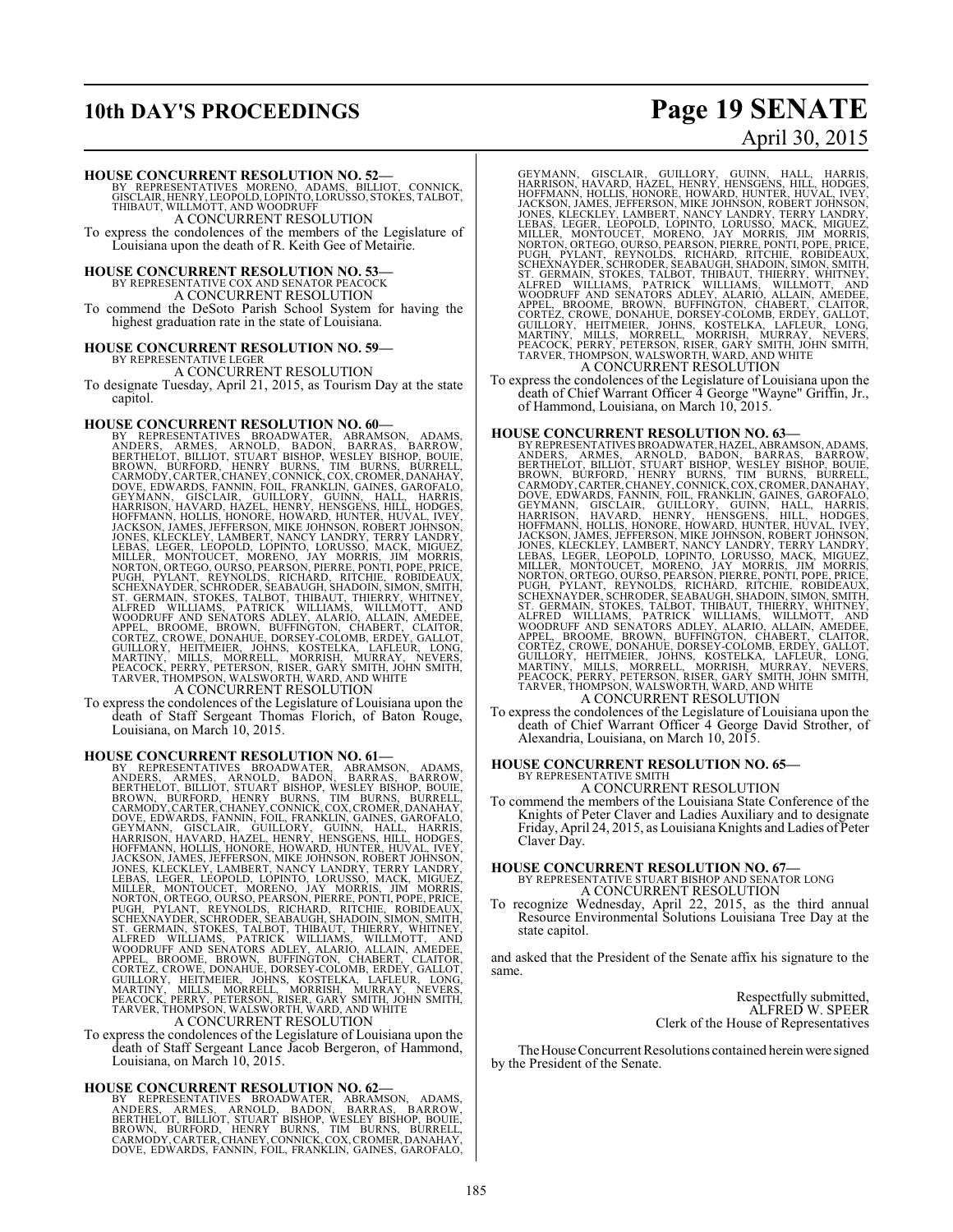**HOUSE CONCURRENT RESOLUTION NO. 52—**
BY REPRESENTATIVES MORENO, ADAMS, BILLIOT, CONNICK, GISCLAIR, HENRY, LEOPOLD, LOPINTO, LORUSSO, STOKES, TALBOT, THIBAUT, WILLMOTT, AND WOODRUFF

A CONCURRENT RESOLUTION

To express the condolences of the members of the Legislature of Louisiana upon the death of R. Keith Gee of Metairie.

**HOUSE CONCURRENT RESOLUTION NO. 53—**
BY REPRESENTATIVE COX AND SENATOR PEACOCK

A CONCURRENT RESOLUTION

To commend the DeSoto Parish School System for having the highest graduation rate in the state of Louisiana.

**HOUSE CONCURRENT RESOLUTION NO. 59—**
BY REPRESENTATIVE LEGER

A CONCURRENT RESOLUTION

To designate Tuesday, April 21, 2015, as Tourism Day at the state capitol.

**HOUSE CONCURRENT RESOLUTION NO. 60—**
BY REPRESENTATIVES BROADWATER, ABRAMSON, ADAMS, ANDERS, ARMES, ARNOLD, BADON, BARRAS, BARROW, BERTHELOT, BILLIOT, STUART BISHOP, WESLEY BISHOP, BOUIE, BROWN, BURFORD, HENRY BURNS, TIM BURNS, BURRELL, CARMODY, CARTER, CHANEY, CONNICK, COX, CROMER, DANAHAY, DOVE, EDWARDS, FANNIN, FOIL, FRANKLIN, GAINES, GAROFALO, GEYMANN, GISCLAIR, GUILLORY, GUINN, HALL, HARRIS, HARRISON, HAVARD, HAZEL, HENRY, HENSGENS, HILL, HODGES, HOFFMANN, HOLLIS, HONORE, HOWARD, HUNTER, HUVAL, IVEY, JACKSON, JAMES, JEFFERSON, MIKE JOHNSON, ROBERT JOHNSON, JONES, KLECKLEY, LAMBERT, NANCY LANDRY, TERRY LANDRY, LEBAS, LEGER, LEOPOLD, LOPINTO, LORUSSO, MACK, MIGUEZ, MILLER, MONTOUCET, MORENO, JAY MORRIS, JIM MORRIS, NORTON, ORTEGO, OURSO, PEARSON, PIERRE, PONTI, POPE, PRICE, PUGH, PYLANT, REYNOLDS, RICHARD, RITCHIE, ROBIDEAUX, SCHEXNAYDER, SCHRODER, SEABAUGH, SHADOIN, SIMON, SMITH, ST. GERMAIN, STOKES, TALBOT, THIBAUT, THIERRY, WHITNEY, ALFRED WILLIAMS, PATRICK WILLIAMS, WILLMOTT, AND WOODRUFF AND SENATORS ADLEY, ALARIO, ALLAIN, AMEDEE, APPEL, BROOME, BROWN, BUFFINGTON, CHABERT, CLAITOR, CORTEZ, CROWE, DONAHUE, DORSEY-COLOMB, ERDEY, GALLOT, GUILLORY, HEITMEIER, JOHNS, KOSTELKA, LAFLEUR, LONG, MARTINY, MILLS, MORRELL, MORRISH, MURRAY, NEVERS, PEACOCK, PERRY, PETERSON, RISER, GARY SMITH, JOHN SMITH, TARVER, THOMPSON, WALSWORTH, WARD, AND WHITE

A CONCURRENT RESOLUTION

To express the condolences of the Legislature of Louisiana upon the death of Staff Sergeant Thomas Florich, of Baton Rouge, Louisiana, on March 10, 2015.

**HOUSE CONCURRENT RESOLUTION NO. 61—**
BY REPRESENTATIVES BROADWATER, ABRAMSON, ADAMS, ANDERS, ARMES, ARNOLD, BADON, BARRAS, BARROW, BERTHELOT, BILLIOT, STUART BISHOP, WESLEY BISHOP, BOUIE, BROWN, BURFORD, HENRY BURNS, TIM BURNS, BURRELL, CARMODY, CARTER, CHANEY, CONNICK, COX, CROMER, DANAHAY, DOVE, EDWARDS, FANNIN, FOIL, FRANKLIN, GAINES, GAROFALO, GEYMANN, GISCLAIR, GUILLORY, GUINN, HALL, HARRIS, HARRISON, HAVARD, HAZEL, HENRY, HENSGENS, HILL, HODGES, HOFFMANN, HOLLIS, HONORE, HOWARD, HUNTER, HUVAL, IVEY, JACKSON, JAMES, JEFFERSON, MIKE JOHNSON, ROBERT JOHNSON, JONES, KLECKLEY, LAMBERT, NANCY LANDRY, TERRY LANDRY, LEBAS, LEGER, LEOPOLD, LOPINTO, LORUSSO, MACK, MIGUEZ, MILLER, MONTOUCET, MORENO, JAY MORRIS, JIM MORRIS, NORTON, ORTEGO, OURSO, PEARSON, PIERRE, PONTI, POPE, PRICE, PUGH, PYLANT, REYNOLDS, RICHARD, RITCHIE, ROBIDEAUX, SCHEXNAYDER, SCHRODER, SEABAUGH, SHADOIN, SIMON, SMITH, ST. GERMAIN, STOKES, TALBOT, THIBAUT, THIERRY, WHITNEY, ALFRED WILLIAMS, PATRICK WILLIAMS, WILLMOTT, AND WOODRUFF AND SENATORS ADLEY, ALARIO, ALLAIN, AMEDEE, APPEL, BROOME, BROWN, BUFFINGTON, CHABERT, CLAITOR, CORTEZ, CROWE, DONAHUE, DORSEY-COLOMB, ERDEY, GALLOT, GUILLORY, HEITMEIER, JOHNS, KOSTELKA, LAFLEUR, LONG, MARTINY, MILLS, MORRELL, MORRISH, MURRAY, NEVERS, PEACOCK, PERRY, PETERSON, RISER, GARY SMITH, JOHN SMITH, TARVER, THOMPSON, WALSWORTH, WARD, AND WHITE

A CONCURRENT RESOLUTION

To express the condolences of the Legislature of Louisiana upon the death of Staff Sergeant Lance Jacob Bergeron, of Hammond, Louisiana, on March 10, 2015.

**HOUSE CONCURRENT RESOLUTION NO. 62—**
BY REPRESENTATIVES BROADWATER, ABRAMSON, ADAMS, ANDERS, ARMES, ARNOLD, BADON, BARRAS, BARROW, BERTHELOT, BILLIOT, STUART BISHOP, WESLEY BISHOP, BOUIE, BROWN, BURFORD, HENRY BURNS, TIM BURNS, BURRELL, CARMODY, CARTER, CHANEY, CONNICK, COX, CROMER, DANAHAY, DOVE, EDWARDS, FANNIN, FOIL, FRANKLIN, GAINES, GAROFALO, GEYMANN, GISCLAIR, GUILLORY, GUINN, HALL, HARRIS, HARRISON, HAVARD, HAZEL, HENRY, HENSGENS, HILL, HODGES, HOFFMANN, HOLLIS, HONORE, HOWARD, HUNTER, HUVAL, IVEY, JACKSON, JAMES, JEFFERSON, MIKE JOHNSON, ROBERT JOHNSON, JONES, KLECKLEY, LAMBERT, NANCY LANDRY, TERRY LANDRY, LEBAS, LEGER, LEOPOLD, LOPINTO, LORUSSO, MACK, MIGUEZ, MILLER, MONTOUCET, MORENO, JAY MORRIS, JIM MORRIS, NORTON, ORTEGO, OURSO, PEARSON, PIERRE, PONTI, POPE, PRICE, PUGH, PYLANT, REYNOLDS, RICHARD, RITCHIE, ROBIDEAUX, SCHEXNAYDER, SCHRODER, SEABAUGH, SHADOIN, SIMON, SMITH, ST. GERMAIN, STOKES, TALBOT, THIBAUT, THIERRY, WHITNEY, ALFRED WILLIAMS, PATRICK WILLIAMS, WILLMOTT, AND WOODRUFF AND SENATORS ADLEY, ALARIO, ALLAIN, AMEDEE, APPEL, BROOME, BROWN, BUFFINGTON, CHABERT, CLAITOR, CORTEZ, CROWE, DONAHUE, DORSEY-COLOMB, ERDEY, GALLOT, GUILLORY, HEITMEIER, JOHNS, KOSTELKA, LAFLEUR, LONG, MARTINY, MILLS, MORRELL, MORRISH, MURRAY, NEVERS, PEACOCK, PERRY, PETERSON, RISER, GARY SMITH, JOHN SMITH, TARVER, THOMPSON, WALSWORTH, WARD, AND WHITE

A CONCURRENT RESOLUTION

To express the condolences of the Legislature of Louisiana upon the death of Chief Warrant Officer 4 George "Wayne" Griffin, Jr., of Hammond, Louisiana, on March 10, 2015.

**HOUSE CONCURRENT RESOLUTION NO. 63—**
BY REPRESENTATIVES BROADWATER, HAZEL, ABRAMSON, ADAMS, ANDERS, ARMES, ARNOLD, BADON, BARRAS, BARROW, BERTHELOT, BILLIOT, STUART BISHOP, WESLEY BISHOP, BOUIE, BROWN, BURFORD, HENRY BURNS, TIM BURNS, BURRELL, CARMODY, CARTER, CHANEY, CONNICK, COX, CROMER, DANAHAY, DOVE, EDWARDS, FANNIN, FOIL, FRANKLIN, GAINES, GAROFALO, GEYMANN, GISCLAIR, GUILLORY, GUINN, HALL, HARRIS, HARRISON, HAVARD, HENRY, HENSGENS, HILL, HODGES, HOFFMANN, HOLLIS, HONORE, HOWARD, HUNTER, HUVAL, IVEY, JACKSON, JAMES, JEFFERSON, MIKE JOHNSON, ROBERT JOHNSON, JONES, KLECKLEY, LAMBERT, NANCY LANDRY, TERRY LANDRY, LEBAS, LEGER, LEOPOLD, LOPINTO, LORUSSO, MACK, MIGUEZ, MILLER, MONTOUCET, MORENO, JAY MORRIS, JIM MORRIS, NORTON, ORTEGO, OURSO, PEARSON, PIERRE, PONTI, POPE, PRICE, PUGH, PYLANT, REYNOLDS, RICHARD, RITCHIE, ROBIDEAUX, SCHEXNAYDER, SCHRODER, SEABAUGH, SHADOIN, SIMON, SMITH, ST. GERMAIN, STOKES, TALBOT, THIBAUT, THIERRY, WHITNEY, ALFRED WILLIAMS, PATRICK WILLIAMS, WILLMOTT, AND WOODRUFF AND SENATORS ADLEY, ALARIO, ALLAIN, AMEDEE, APPEL, BROOME, BROWN, BUFFINGTON, CHABERT, CLAITOR, CORTEZ, CROWE, DONAHUE, DORSEY-COLOMB, ERDEY, GALLOT, GUILLORY, HEITMEIER, JOHNS, KOSTELKA, LAFLEUR, LONG, MARTINY, MILLS, MORRELL, MORRISH, MURRAY, NEVERS, PEACOCK, PERRY, PETERSON, RISER, GARY SMITH, JOHN SMITH, TARVER, THOMPSON, WALSWORTH, WARD, AND WHITE

A CONCURRENT RESOLUTION

To express the condolences of the Legislature of Louisiana upon the death of Chief Warrant Officer 4 George David Strother, of Alexandria, Louisiana, on March 10, 2015.

**HOUSE CONCURRENT RESOLUTION NO. 65—**
BY REPRESENTATIVE SMITH

A CONCURRENT RESOLUTION

To commend the members of the Louisiana State Conference of the Knights of Peter Claver and Ladies Auxiliary and to designate Friday, April 24, 2015, as Louisiana Knights and Ladies of Peter Claver Day.

**HOUSE CONCURRENT RESOLUTION NO. 67—**
BY REPRESENTATIVE STUART BISHOP AND SENATOR LONG

A CONCURRENT RESOLUTION

To recognize Wednesday, April 22, 2015, as the third annual Resource Environmental Solutions Louisiana Tree Day at the state capitol.

and asked that the President of the Senate affix his signature to the same.

Respectfully submitted,
ALFRED W. SPEER
Clerk of the House of Representatives

The House Concurrent Resolutions contained herein were signed by the President of the Senate.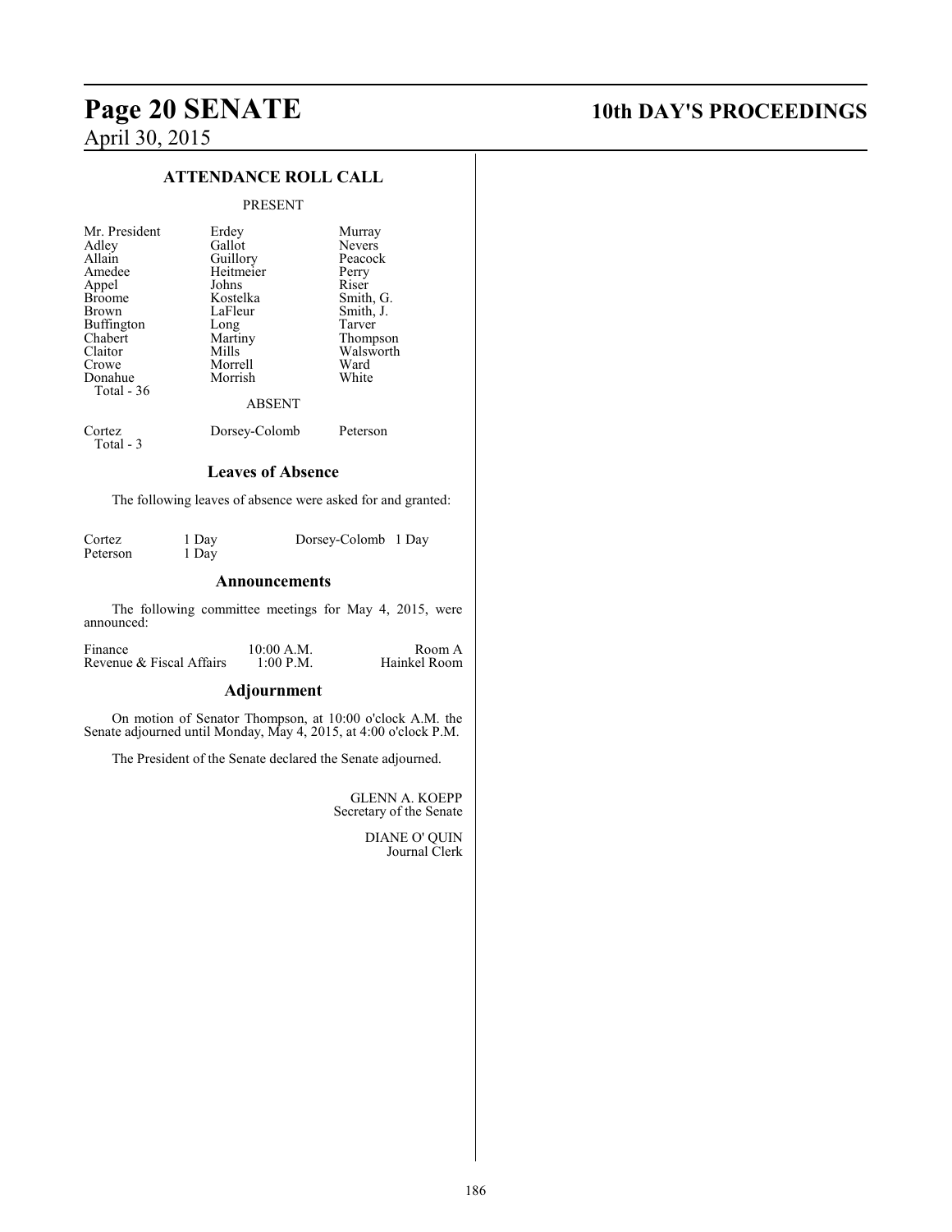## ATTENDANCE ROLL CALL

PRESENT

| | | |
|---|---|---|
| Mr. President | Erdey | Murray |
| Adley | Gallot | Nevers |
| Allain | Guillory | Peacock |
| Amedee | Heitmeier | Perry |
| Appel | Johns | Riser |
| Broome | Kostelka | Smith, G. |
| Brown | LaFleur | Smith, J. |
| Buffington | Long | Tarver |
| Chabert | Martiny | Thompson |
| Claitor | Mills | Walsworth |
| Crowe | Morrell | Ward |
| Donahue | Morrish | White |

Total - 36

ABSENT

| | | |
|---|---|---|
| Cortez | Dorsey-Colomb | Peterson |

Total - 3

## Leaves of Absence

The following leaves of absence were asked for and granted:

| | | | |
|---|---|---|---|
| Cortez | 1 Day | Dorsey-Colomb | 1 Day |
| Peterson | 1 Day | | |

## Announcements

The following committee meetings for May 4, 2015, were announced:

| | | |
|---|---|---|
| Finance | 10:00 A.M. | Room A |
| Revenue & Fiscal Affairs | 1:00 P.M. | Hainkel Room |

## Adjournment

On motion of Senator Thompson, at 10:00 o'clock A.M. the Senate adjourned until Monday, May 4, 2015, at 4:00 o'clock P.M.

The President of the Senate declared the Senate adjourned.

GLENN A. KOEPP
Secretary of the Senate

DIANE O' QUIN
Journal Clerk